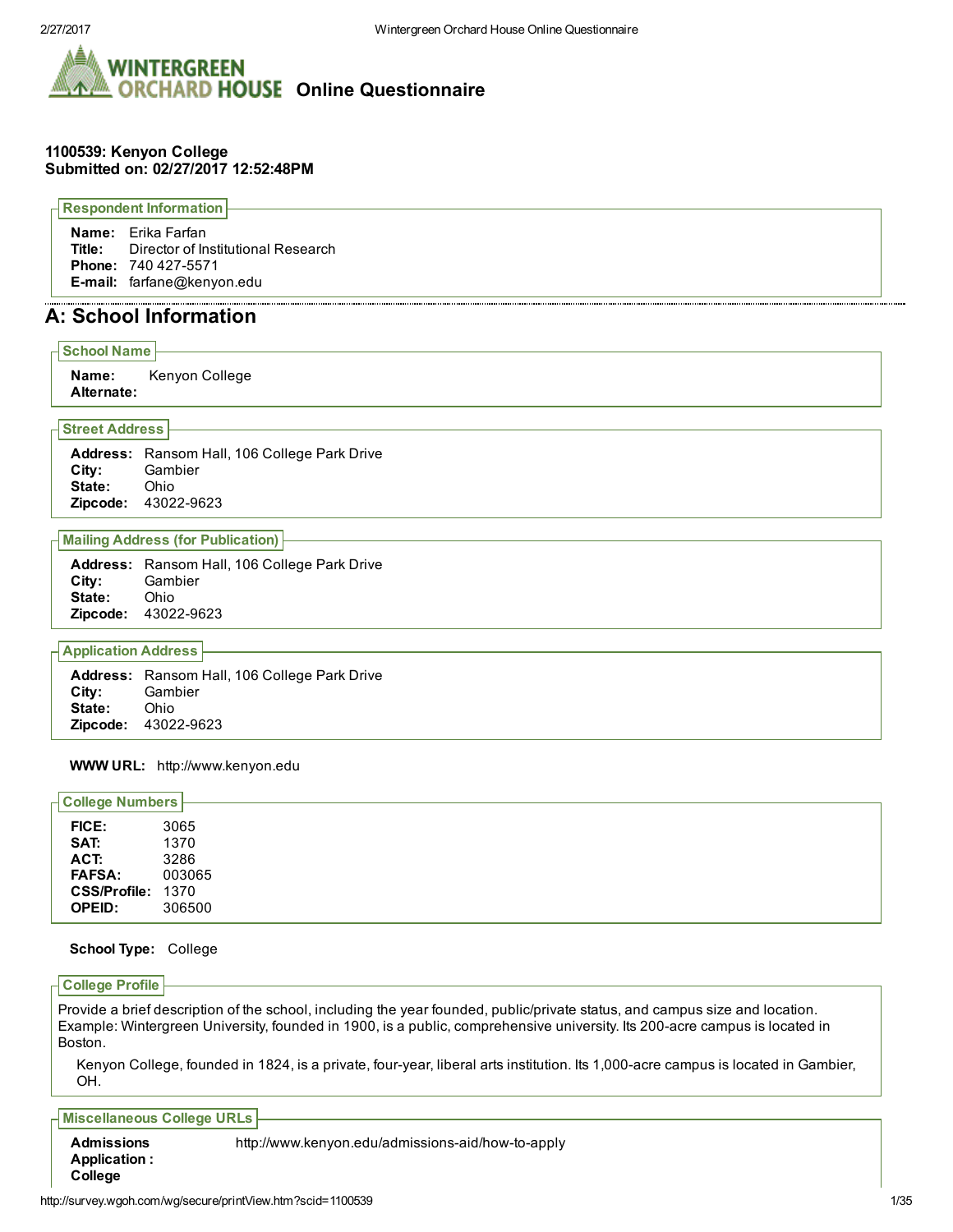# Online Questionnaire

**1100539: Kenyon College**
**Submitted on: 02/27/2017 12:52:48PM**

### Respondent Information

**Name:** Erika Farfan
**Title:** Director of Institutional Research
**Phone:** 740 427-5571
**E-mail:** farfane@kenyon.edu

## A: School Information

### School Name

**Name:** Kenyon College
**Alternate:**

### Street Address

**Address:** Ransom Hall, 106 College Park Drive
**City:** Gambier
**State:** Ohio
**Zipcode:** 43022-9623

### Mailing Address (for Publication)

**Address:** Ransom Hall, 106 College Park Drive
**City:** Gambier
**State:** Ohio
**Zipcode:** 43022-9623

### Application Address

**Address:** Ransom Hall, 106 College Park Drive
**City:** Gambier
**State:** Ohio
**Zipcode:** 43022-9623

**WWW URL:** http://www.kenyon.edu

### College Numbers

**FICE:** 3065
**SAT:** 1370
**ACT:** 3286
**FAFSA:** 003065
**CSS/Profile:** 1370
**OPEID:** 306500

**School Type:** College

### College Profile

Provide a brief description of the school, including the year founded, public/private status, and campus size and location. Example: Wintergreen University, founded in 1900, is a public, comprehensive university. Its 200-acre campus is located in Boston.

Kenyon College, founded in 1824, is a private, four-year, liberal arts institution. Its 1,000-acre campus is located in Gambier, OH.

### Miscellaneous College URLs

**Admissions Application :** http://www.kenyon.edu/admissions-aid/how-to-apply
**College**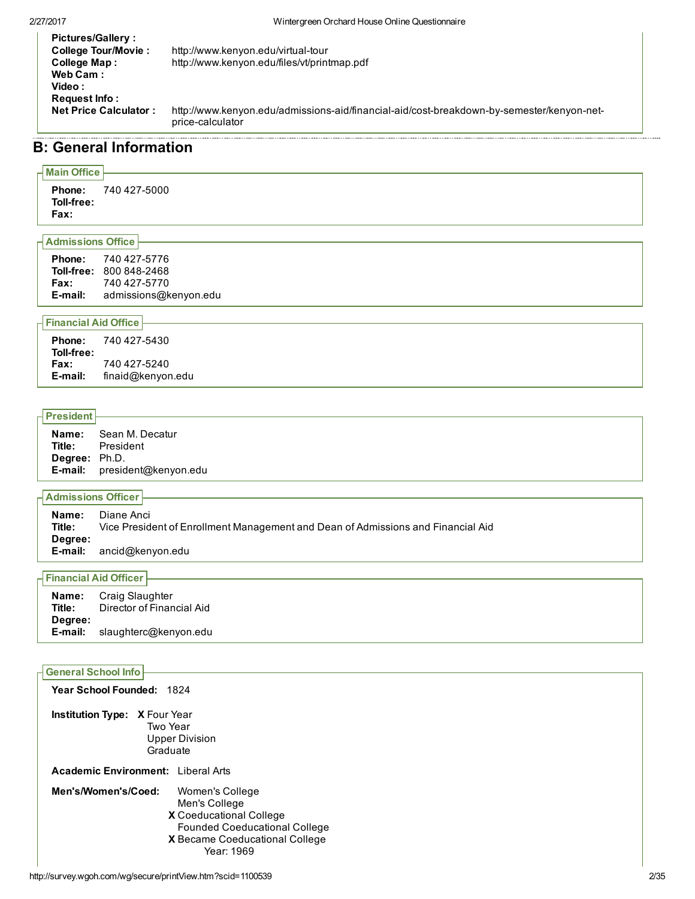**Pictures/Gallery :**
**College Tour/Movie :** http://www.kenyon.edu/virtual-tour
**College Map :** http://www.kenyon.edu/files/vt/printmap.pdf
**Web Cam :**
**Video :**
**Request Info :**
**Net Price Calculator :** http://www.kenyon.edu/admissions-aid/financial-aid/cost-breakdown-by-semester/kenyon-net-price-calculator

## B: General Information

### Main Office

**Phone:** 740 427-5000
**Toll-free:**
**Fax:**

### Admissions Office

**Phone:** 740 427-5776
**Toll-free:** 800 848-2468
**Fax:** 740 427-5770
**E-mail:** admissions@kenyon.edu

### Financial Aid Office

**Phone:** 740 427-5430
**Toll-free:**
**Fax:** 740 427-5240
**E-mail:** finaid@kenyon.edu

### President

**Name:** Sean M. Decatur
**Title:** President
**Degree:** Ph.D.
**E-mail:** president@kenyon.edu

### Admissions Officer

**Name:** Diane Anci
**Title:** Vice President of Enrollment Management and Dean of Admissions and Financial Aid
**Degree:**
**E-mail:** ancid@kenyon.edu

### Financial Aid Officer

**Name:** Craig Slaughter
**Title:** Director of Financial Aid
**Degree:**
**E-mail:** slaughterc@kenyon.edu

### General School Info

**Year School Founded:** 1824

**Institution Type:**
- X Four Year
- Two Year
- Upper Division
- Graduate

**Academic Environment:** Liberal Arts

**Men's/Women's/Coed:**
- Women's College
- Men's College
- X Coeducational College
- Founded Coeducational College
- X Became Coeducational College
  - Year: 1969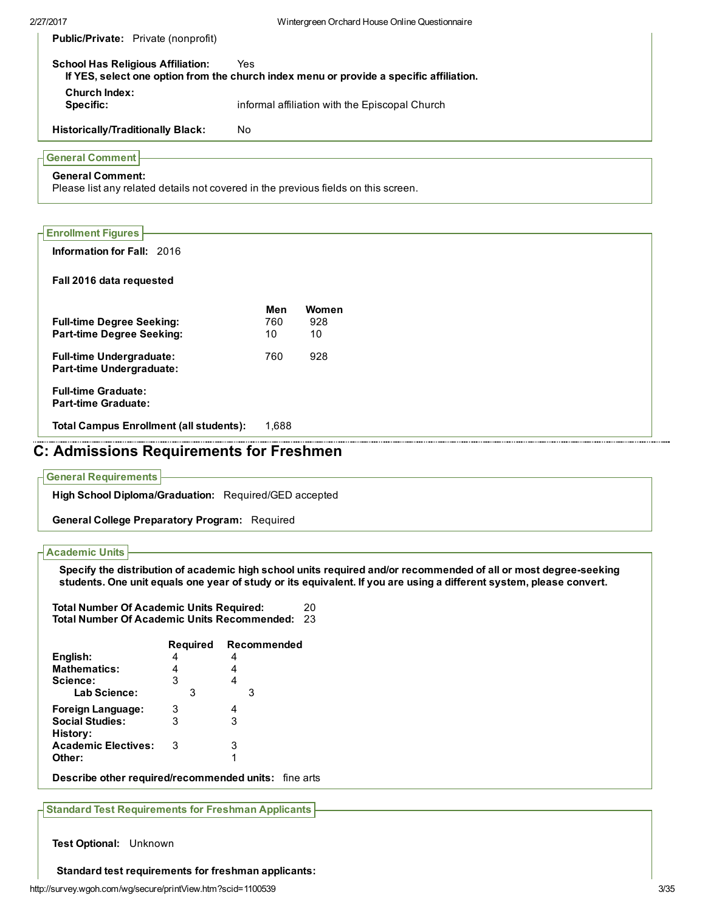**Public/Private:** Private (nonprofit)

**School Has Religious Affiliation:** Yes
**If YES, select one option from the church index menu or provide a specific affiliation.**

**Church Index:**
**Specific:** informal affiliation with the Episcopal Church

**Historically/Traditionally Black:** No

### General Comment

**General Comment:**
Please list any related details not covered in the previous fields on this screen.

### Enrollment Figures

**Information for Fall:** 2016

**Fall 2016 data requested**

| | Men | Women |
|---|---|---|
| **Full-time Degree Seeking:** | 760 | 928 |
| **Part-time Degree Seeking:** | 10 | 10 |
| **Full-time Undergraduate:** | 760 | 928 |
| **Part-time Undergraduate:** | | |
| **Full-time Graduate:** | | |
| **Part-time Graduate:** | | |

**Total Campus Enrollment (all students):** 1,688

## C: Admissions Requirements for Freshmen

### General Requirements

**High School Diploma/Graduation:** Required/GED accepted

**General College Preparatory Program:** Required

### Academic Units

**Specify the distribution of academic high school units required and/or recommended of all or most degree-seeking students. One unit equals one year of study or its equivalent. If you are using a different system, please convert.**

**Total Number Of Academic Units Required:** 20
**Total Number Of Academic Units Recommended:** 23

| | Required | Recommended |
|---|---|---|
| **English:** | 4 | 4 |
| **Mathematics:** | 4 | 4 |
| **Science:** | 3 | 4 |
| **Lab Science:** | 3 | 3 |
| **Foreign Language:** | 3 | 4 |
| **Social Studies:** | 3 | 3 |
| **History:** | | |
| **Academic Electives:** | 3 | 3 |
| **Other:** | | 1 |

**Describe other required/recommended units:** fine arts

### Standard Test Requirements for Freshman Applicants

**Test Optional:** Unknown

**Standard test requirements for freshman applicants:**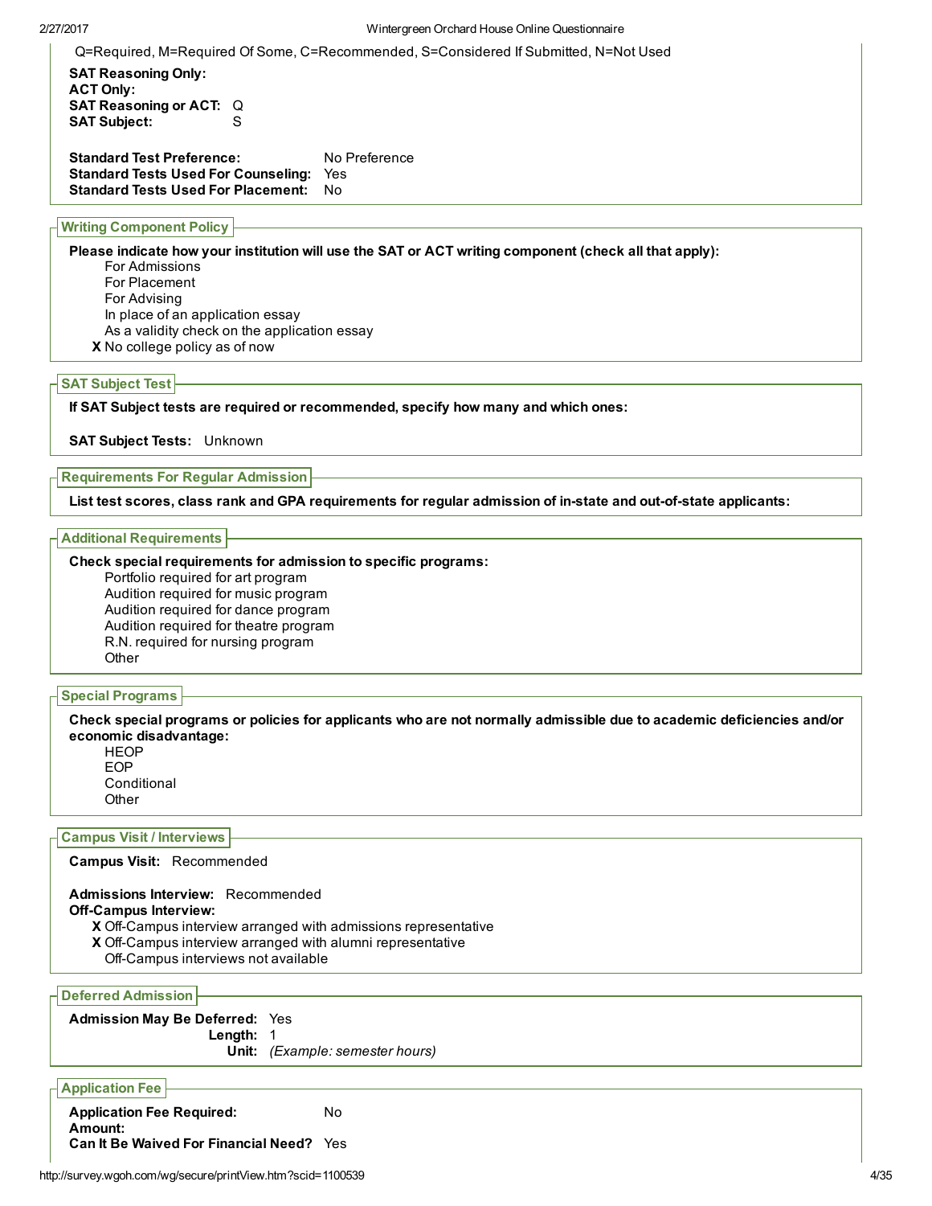Q=Required, M=Required Of Some, C=Recommended, S=Considered If Submitted, N=Not Used

**SAT Reasoning Only:**
**ACT Only:**
**SAT Reasoning or ACT:** Q
**SAT Subject:** S

**Standard Test Preference:** No Preference
**Standard Tests Used For Counseling:** Yes
**Standard Tests Used For Placement:** No

## Writing Component Policy

**Please indicate how your institution will use the SAT or ACT writing component (check all that apply):**

- For Admissions
- For Placement
- For Advising
- In place of an application essay
- As a validity check on the application essay
- X No college policy as of now

## SAT Subject Test

**If SAT Subject tests are required or recommended, specify how many and which ones:**

**SAT Subject Tests:** Unknown

## Requirements For Regular Admission

**List test scores, class rank and GPA requirements for regular admission of in-state and out-of-state applicants:**

## Additional Requirements

**Check special requirements for admission to specific programs:**

- Portfolio required for art program
- Audition required for music program
- Audition required for dance program
- Audition required for theatre program
- R.N. required for nursing program
- Other

## Special Programs

**Check special programs or policies for applicants who are not normally admissible due to academic deficiencies and/or economic disadvantage:**

- HEOP
- EOP
- Conditional
- Other

## Campus Visit / Interviews

**Campus Visit:** Recommended

**Admissions Interview:** Recommended
**Off-Campus Interview:**

- X Off-Campus interview arranged with admissions representative
- X Off-Campus interview arranged with alumni representative
- Off-Campus interviews not available

## Deferred Admission

**Admission May Be Deferred:** Yes
**Length:** 1
**Unit:** *(Example: semester hours)*

## Application Fee

**Application Fee Required:** No
**Amount:**
**Can It Be Waived For Financial Need?** Yes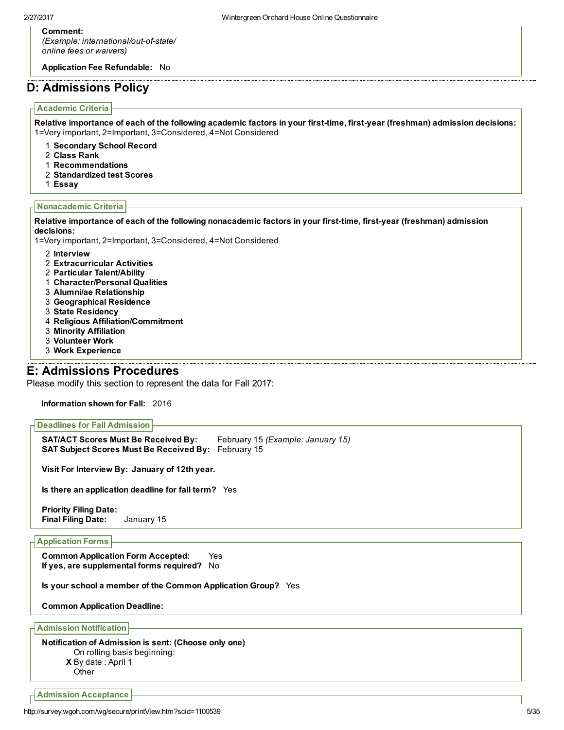**Comment:**
*(Example: international/out-of-state/ online fees or waivers)*

**Application Fee Refundable:** No

## D: Admissions Policy

### Academic Criteria

**Relative importance of each of the following academic factors in your first-time, first-year (freshman) admission decisions:**
1=Very important, 2=Important, 3=Considered, 4=Not Considered

1 **Secondary School Record**
2 **Class Rank**
1 **Recommendations**
2 **Standardized test Scores**
1 **Essay**

### Nonacademic Criteria

**Relative importance of each of the following nonacademic factors in your first-time, first-year (freshman) admission decisions:**
1=Very important, 2=Important, 3=Considered, 4=Not Considered

2 **Interview**
2 **Extracurricular Activities**
2 **Particular Talent/Ability**
1 **Character/Personal Qualities**
3 **Alumni/ae Relationship**
3 **Geographical Residence**
3 **State Residency**
4 **Religious Affiliation/Commitment**
3 **Minority Affiliation**
3 **Volunteer Work**
3 **Work Experience**

## E: Admissions Procedures

Please modify this section to represent the data for Fall 2017:

**Information shown for Fall:** 2016

### Deadlines for Fall Admission

**SAT/ACT Scores Must Be Received By:** February 15 *(Example: January 15)*
**SAT Subject Scores Must Be Received By:** February 15

**Visit For Interview By: January of 12th year.**

**Is there an application deadline for fall term?** Yes

**Priority Filing Date:**
**Final Filing Date:** January 15

### Application Forms

**Common Application Form Accepted:** Yes
**If yes, are supplemental forms required?** No

**Is your school a member of the Common Application Group?** Yes

**Common Application Deadline:**

### Admission Notification

**Notification of Admission is sent: (Choose only one)**

On rolling basis beginning:
**X** By date : April 1
Other

### Admission Acceptance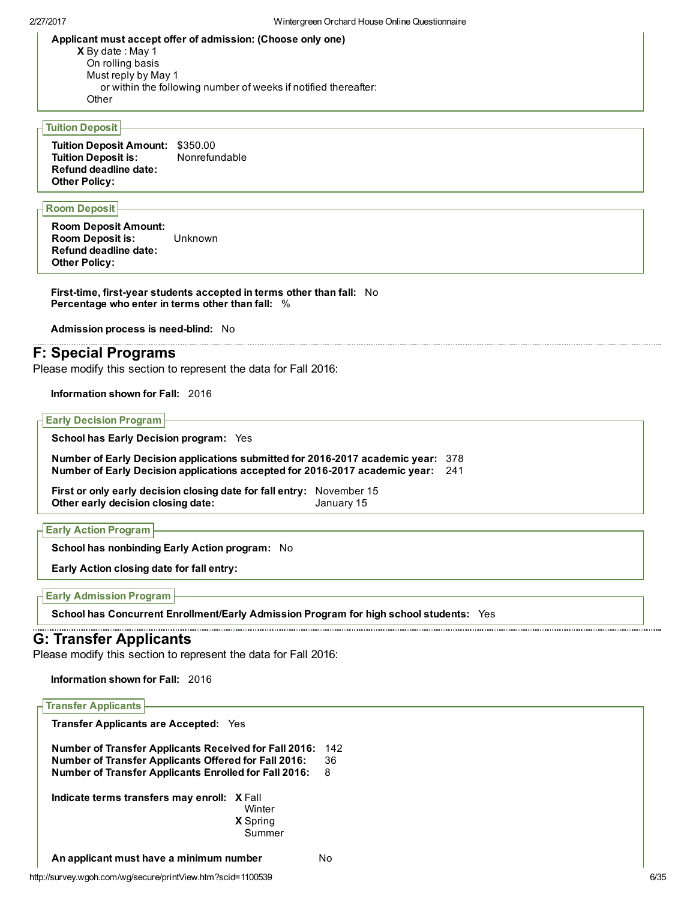**Applicant must accept offer of admission: (Choose only one)**

- **X** By date : May 1
- On rolling basis
- Must reply by May 1
  - or within the following number of weeks if notified thereafter:
- Other

### Tuition Deposit

**Tuition Deposit Amount:** $350.00
**Tuition Deposit is:** Nonrefundable
**Refund deadline date:**
**Other Policy:**

### Room Deposit

**Room Deposit Amount:**
**Room Deposit is:** Unknown
**Refund deadline date:**
**Other Policy:**

**First-time, first-year students accepted in terms other than fall:** No
**Percentage who enter in terms other than fall:** %

**Admission process is need-blind:** No

## F: Special Programs

Please modify this section to represent the data for Fall 2016:

**Information shown for Fall:** 2016

### Early Decision Program

**School has Early Decision program:** Yes

**Number of Early Decision applications submitted for 2016-2017 academic year:** 378
**Number of Early Decision applications accepted for 2016-2017 academic year:** 241

**First or only early decision closing date for fall entry:** November 15
**Other early decision closing date:** January 15

### Early Action Program

**School has nonbinding Early Action program:** No

**Early Action closing date for fall entry:**

### Early Admission Program

**School has Concurrent Enrollment/Early Admission Program for high school students:** Yes

## G: Transfer Applicants

Please modify this section to represent the data for Fall 2016:

**Information shown for Fall:** 2016

### Transfer Applicants

**Transfer Applicants are Accepted:** Yes

**Number of Transfer Applicants Received for Fall 2016:** 142
**Number of Transfer Applicants Offered for Fall 2016:** 36
**Number of Transfer Applicants Enrolled for Fall 2016:** 8

**Indicate terms transfers may enroll:**

- **X** Fall
- Winter
- **X** Spring
- Summer

**An applicant must have a minimum number** No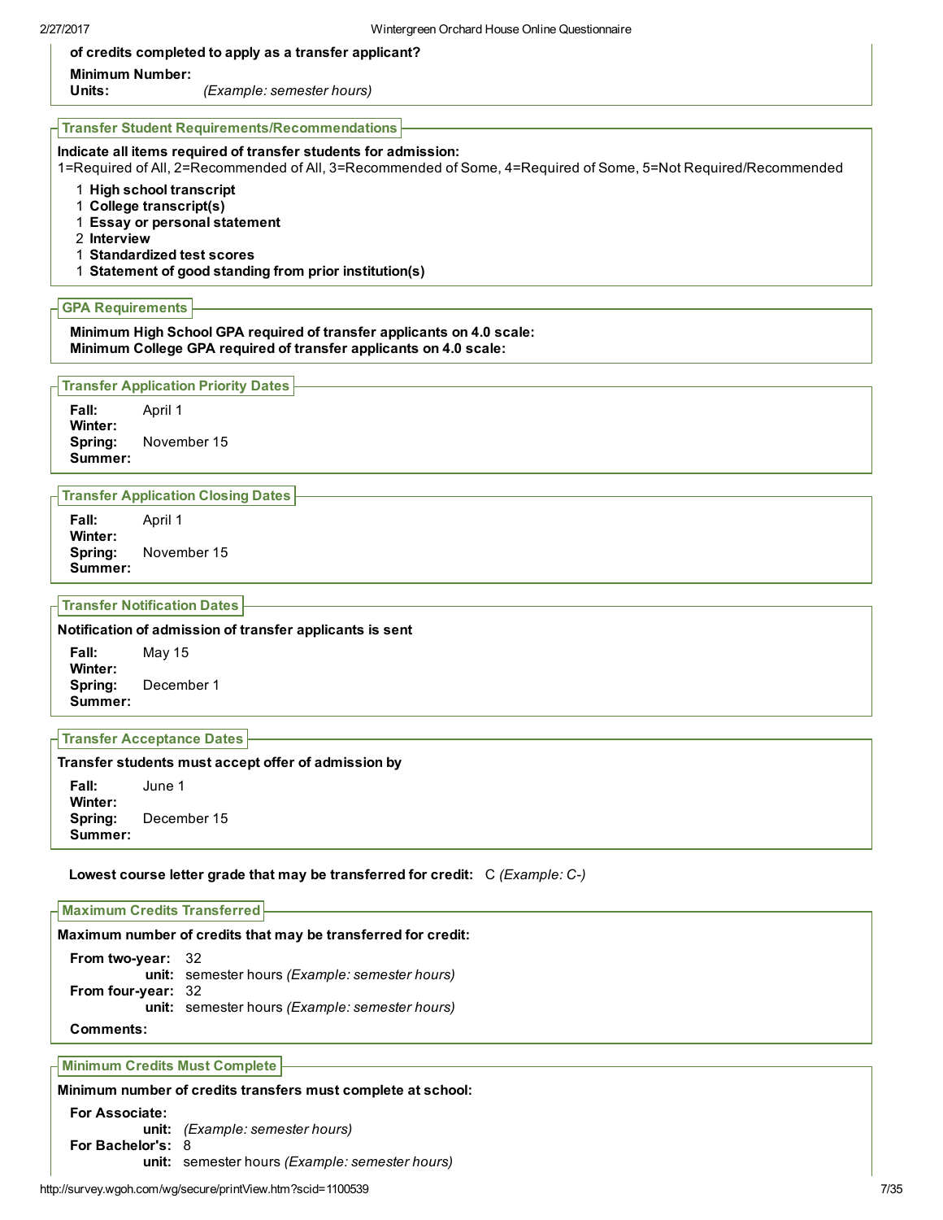**of credits completed to apply as a transfer applicant?**

**Minimum Number:**
**Units:** *(Example: semester hours)*

## Transfer Student Requirements/Recommendations

**Indicate all items required of transfer students for admission:**
1=Required of All, 2=Recommended of All, 3=Recommended of Some, 4=Required of Some, 5=Not Required/Recommended

- 1 **High school transcript**
- 1 **College transcript(s)**
- 1 **Essay or personal statement**
- 2 **Interview**
- 1 **Standardized test scores**
- 1 **Statement of good standing from prior institution(s)**

## GPA Requirements

**Minimum High School GPA required of transfer applicants on 4.0 scale:**
**Minimum College GPA required of transfer applicants on 4.0 scale:**

## Transfer Application Priority Dates

**Fall:** April 1
**Winter:**
**Spring:** November 15
**Summer:**

## Transfer Application Closing Dates

**Fall:** April 1
**Winter:**
**Spring:** November 15
**Summer:**

## Transfer Notification Dates

**Notification of admission of transfer applicants is sent**

**Fall:** May 15
**Winter:**
**Spring:** December 1
**Summer:**

## Transfer Acceptance Dates

**Transfer students must accept offer of admission by**

**Fall:** June 1
**Winter:**
**Spring:** December 15
**Summer:**

**Lowest course letter grade that may be transferred for credit:** C *(Example: C-)*

## Maximum Credits Transferred

**Maximum number of credits that may be transferred for credit:**

**From two-year:** 32
**unit:** semester hours *(Example: semester hours)*
**From four-year:** 32
**unit:** semester hours *(Example: semester hours)*

**Comments:**

## Minimum Credits Must Complete

**Minimum number of credits transfers must complete at school:**

**For Associate:**
**unit:** *(Example: semester hours)*
**For Bachelor's:** 8
**unit:** semester hours *(Example: semester hours)*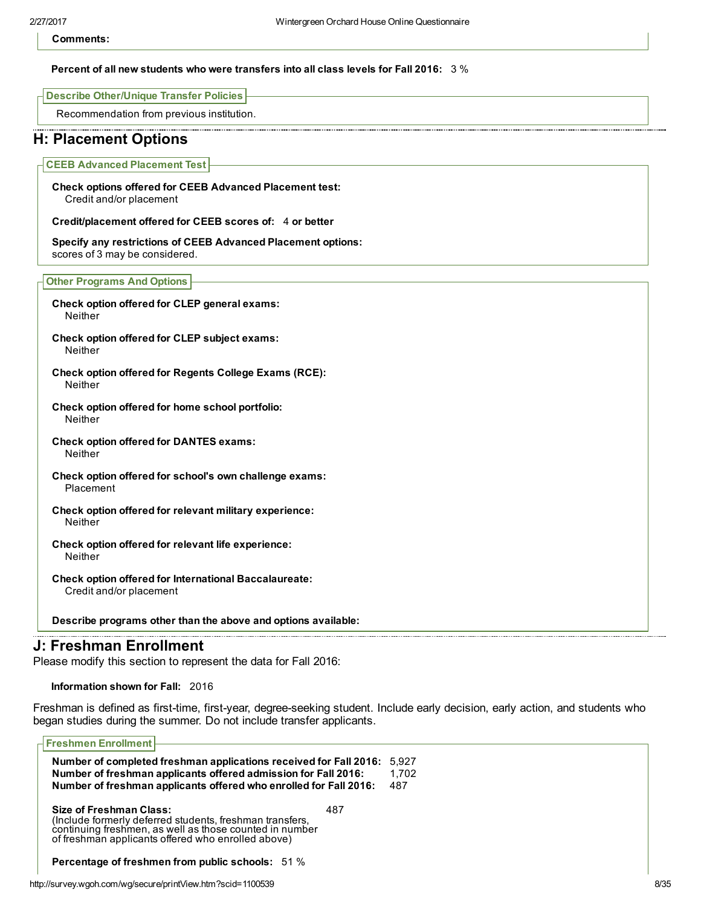**Comments:**

**Percent of all new students who were transfers into all class levels for Fall 2016:** 3 %

### Describe Other/Unique Transfer Policies

Recommendation from previous institution.

## H: Placement Options

### CEEB Advanced Placement Test

**Check options offered for CEEB Advanced Placement test:**
Credit and/or placement

**Credit/placement offered for CEEB scores of:** 4 **or better**

**Specify any restrictions of CEEB Advanced Placement options:**
scores of 3 may be considered.

### Other Programs And Options

**Check option offered for CLEP general exams:**
Neither

**Check option offered for CLEP subject exams:**
Neither

**Check option offered for Regents College Exams (RCE):**
Neither

**Check option offered for home school portfolio:**
Neither

**Check option offered for DANTES exams:**
Neither

**Check option offered for school's own challenge exams:**
Placement

**Check option offered for relevant military experience:**
Neither

**Check option offered for relevant life experience:**
Neither

**Check option offered for International Baccalaureate:**
Credit and/or placement

**Describe programs other than the above and options available:**

## J: Freshman Enrollment

Please modify this section to represent the data for Fall 2016:

**Information shown for Fall:** 2016

Freshman is defined as first-time, first-year, degree-seeking student. Include early decision, early action, and students who began studies during the summer. Do not include transfer applicants.

### Freshmen Enrollment

**Number of completed freshman applications received for Fall 2016:** 5,927
**Number of freshman applicants offered admission for Fall 2016:** 1,702
**Number of freshman applicants offered who enrolled for Fall 2016:** 487

**Size of Freshman Class:** 487
(Include formerly deferred students, freshman transfers, continuing freshmen, as well as those counted in number of freshman applicants offered who enrolled above)

**Percentage of freshmen from public schools:** 51 %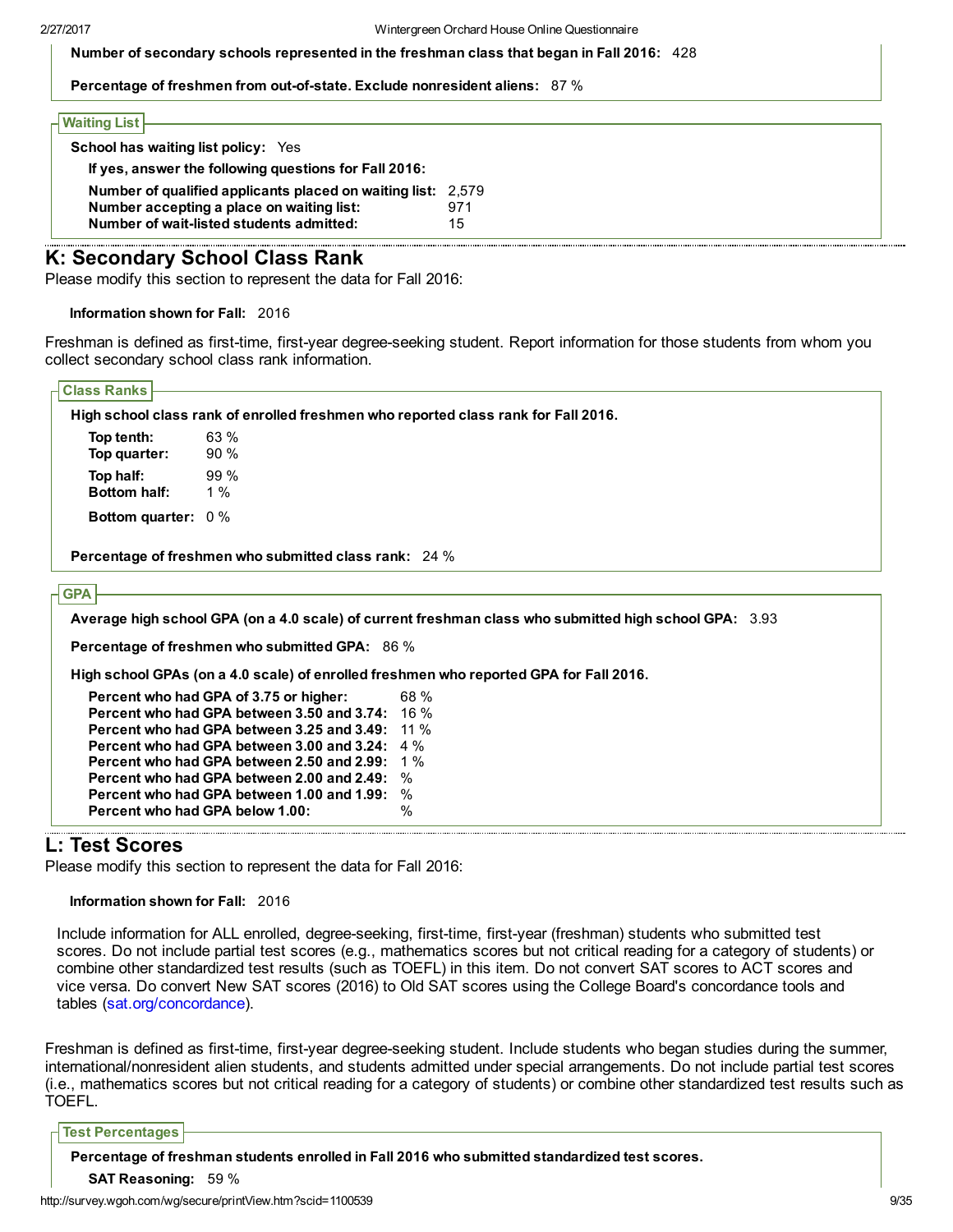**Number of secondary schools represented in the freshman class that began in Fall 2016:** 428

**Percentage of freshmen from out-of-state. Exclude nonresident aliens:** 87 %

### Waiting List

**School has waiting list policy:** Yes

**If yes, answer the following questions for Fall 2016:**

| | |
|---|---|
| **Number of qualified applicants placed on waiting list:** | 2,579 |
| **Number accepting a place on waiting list:** | 971 |
| **Number of wait-listed students admitted:** | 15 |

## K: Secondary School Class Rank

Please modify this section to represent the data for Fall 2016:

**Information shown for Fall:** 2016

Freshman is defined as first-time, first-year degree-seeking student. Report information for those students from whom you collect secondary school class rank information.

### Class Ranks

**High school class rank of enrolled freshmen who reported class rank for Fall 2016.**

| | |
|---|---|
| **Top tenth:** | 63 % |
| **Top quarter:** | 90 % |
| **Top half:** | 99 % |
| **Bottom half:** | 1 % |
| **Bottom quarter:** | 0 % |

**Percentage of freshmen who submitted class rank:** 24 %

### GPA

**Average high school GPA (on a 4.0 scale) of current freshman class who submitted high school GPA:** 3.93

**Percentage of freshmen who submitted GPA:** 86 %

**High school GPAs (on a 4.0 scale) of enrolled freshmen who reported GPA for Fall 2016.**

| | |
|---|---|
| **Percent who had GPA of 3.75 or higher:** | 68 % |
| **Percent who had GPA between 3.50 and 3.74:** | 16 % |
| **Percent who had GPA between 3.25 and 3.49:** | 11 % |
| **Percent who had GPA between 3.00 and 3.24:** | 4 % |
| **Percent who had GPA between 2.50 and 2.99:** | 1 % |
| **Percent who had GPA between 2.00 and 2.49:** | % |
| **Percent who had GPA between 1.00 and 1.99:** | % |
| **Percent who had GPA below 1.00:** | % |

## L: Test Scores

Please modify this section to represent the data for Fall 2016:

**Information shown for Fall:** 2016

Include information for ALL enrolled, degree-seeking, first-time, first-year (freshman) students who submitted test scores. Do not include partial test scores (e.g., mathematics scores but not critical reading for a category of students) or combine other standardized test results (such as TOEFL) in this item. Do not convert SAT scores to ACT scores and vice versa. Do convert New SAT scores (2016) to Old SAT scores using the College Board's concordance tools and tables (sat.org/concordance).

Freshman is defined as first-time, first-year degree-seeking student. Include students who began studies during the summer, international/nonresident alien students, and students admitted under special arrangements. Do not include partial test scores (i.e., mathematics scores but not critical reading for a category of students) or combine other standardized test results such as TOEFL.

### Test Percentages

**Percentage of freshman students enrolled in Fall 2016 who submitted standardized test scores.**

**SAT Reasoning:** 59 %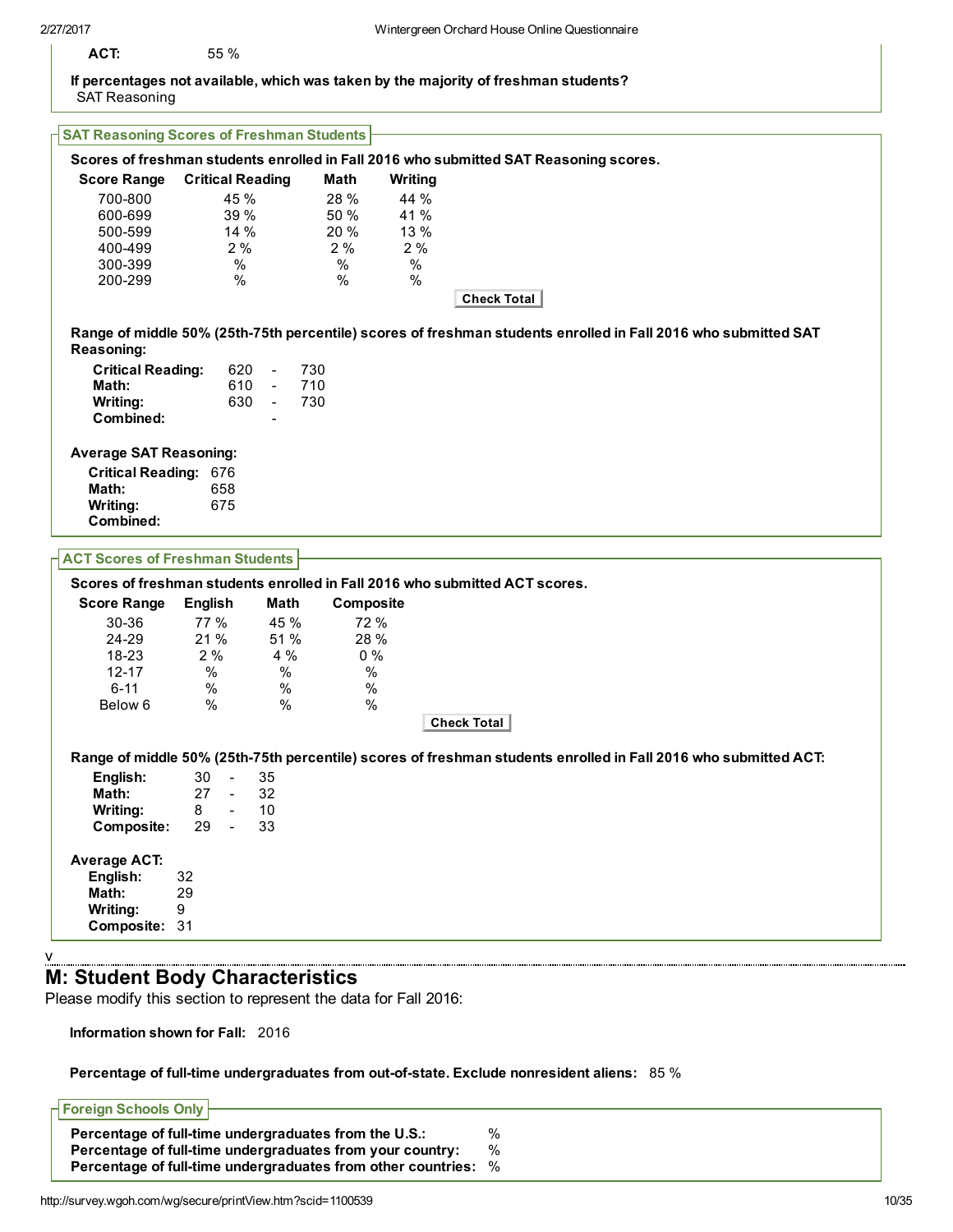**ACT:** 55 %

**If percentages not available, which was taken by the majority of freshman students?**
SAT Reasoning

### SAT Reasoning Scores of Freshman Students

**Scores of freshman students enrolled in Fall 2016 who submitted SAT Reasoning scores.**

| Score Range | Critical Reading | Math | Writing |
|---|---|---|---|
| 700-800 | 45 % | 28 % | 44 % |
| 600-699 | 39 % | 50 % | 41 % |
| 500-599 | 14 % | 20 % | 13 % |
| 400-499 | 2 % | 2 % | 2 % |
| 300-399 | % | % | % |
| 200-299 | % | % | % |

Check Total

**Range of middle 50% (25th-75th percentile) scores of freshman students enrolled in Fall 2016 who submitted SAT Reasoning:**

| | | | |
|---|---|---|---|
| **Critical Reading:** | 620 | - | 730 |
| **Math:** | 610 | - | 710 |
| **Writing:** | 630 | - | 730 |
| **Combined:** | | - | |

**Average SAT Reasoning:**

**Critical Reading:** 676
**Math:** 658
**Writing:** 675
**Combined:**

### ACT Scores of Freshman Students

**Scores of freshman students enrolled in Fall 2016 who submitted ACT scores.**

| Score Range | English | Math | Composite |
|---|---|---|---|
| 30-36 | 77 % | 45 % | 72 % |
| 24-29 | 21 % | 51 % | 28 % |
| 18-23 | 2 % | 4 % | 0 % |
| 12-17 | % | % | % |
| 6-11 | % | % | % |
| Below 6 | % | % | % |

Check Total

**Range of middle 50% (25th-75th percentile) scores of freshman students enrolled in Fall 2016 who submitted ACT:**

| | | | |
|---|---|---|---|
| **English:** | 30 | - | 35 |
| **Math:** | 27 | - | 32 |
| **Writing:** | 8 | - | 10 |
| **Composite:** | 29 | - | 33 |

**Average ACT:**

**English:** 32
**Math:** 29
**Writing:** 9
**Composite:** 31

## M: Student Body Characteristics

Please modify this section to represent the data for Fall 2016:

**Information shown for Fall:** 2016

**Percentage of full-time undergraduates from out-of-state. Exclude nonresident aliens:** 85 %

### Foreign Schools Only

**Percentage of full-time undergraduates from the U.S.:** %
**Percentage of full-time undergraduates from your country:** %
**Percentage of full-time undergraduates from other countries:** %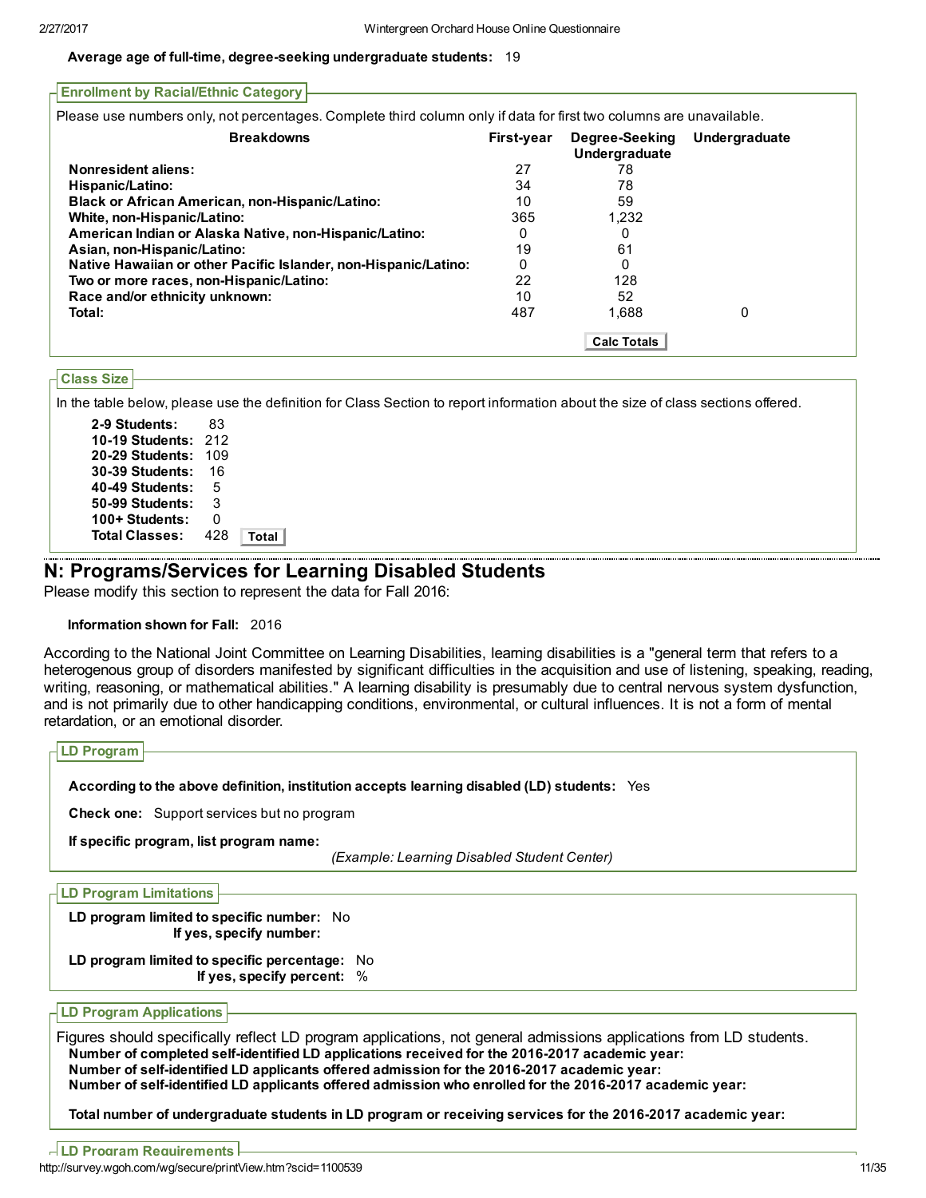**Average age of full-time, degree-seeking undergraduate students:** 19

### Enrollment by Racial/Ethnic Category

Please use numbers only, not percentages. Complete third column only if data for first two columns are unavailable.

| Breakdowns | First-year | Degree-Seeking Undergraduate | Undergraduate |
|---|---|---|---|
| **Nonresident aliens:** | 27 | 78 | |
| **Hispanic/Latino:** | 34 | 78 | |
| **Black or African American, non-Hispanic/Latino:** | 10 | 59 | |
| **White, non-Hispanic/Latino:** | 365 | 1,232 | |
| **American Indian or Alaska Native, non-Hispanic/Latino:** | 0 | 0 | |
| **Asian, non-Hispanic/Latino:** | 19 | 61 | |
| **Native Hawaiian or other Pacific Islander, non-Hispanic/Latino:** | 0 | 0 | |
| **Two or more races, non-Hispanic/Latino:** | 22 | 128 | |
| **Race and/or ethnicity unknown:** | 10 | 52 | |
| **Total:** | 487 | 1,688 | 0 |

Calc Totals

### Class Size

In the table below, please use the definition for Class Section to report information about the size of class sections offered.

| | |
|---|---|
| **2-9 Students:** | 83 |
| **10-19 Students:** | 212 |
| **20-29 Students:** | 109 |
| **30-39 Students:** | 16 |
| **40-49 Students:** | 5 |
| **50-99 Students:** | 3 |
| **100+ Students:** | 0 |
| **Total Classes:** | 428 |

Total

## N: Programs/Services for Learning Disabled Students

Please modify this section to represent the data for Fall 2016:

**Information shown for Fall:** 2016

According to the National Joint Committee on Learning Disabilities, learning disabilities is a "general term that refers to a heterogenous group of disorders manifested by significant difficulties in the acquisition and use of listening, speaking, reading, writing, reasoning, or mathematical abilities." A learning disability is presumably due to central nervous system dysfunction, and is not primarily due to other handicapping conditions, environmental, or cultural influences. It is not a form of mental retardation, or an emotional disorder.

### LD Program

**According to the above definition, institution accepts learning disabled (LD) students:** Yes

**Check one:** Support services but no program

**If specific program, list program name:**

*(Example: Learning Disabled Student Center)*

### LD Program Limitations

**LD program limited to specific number:** No
**If yes, specify number:**

**LD program limited to specific percentage:** No
**If yes, specify percent:** %

### LD Program Applications

Figures should specifically reflect LD program applications, not general admissions applications from LD students.

**Number of completed self-identified LD applications received for the 2016-2017 academic year:**
**Number of self-identified LD applicants offered admission for the 2016-2017 academic year:**
**Number of self-identified LD applicants offered admission who enrolled for the 2016-2017 academic year:**

**Total number of undergraduate students in LD program or receiving services for the 2016-2017 academic year:**

### LD Program Requirements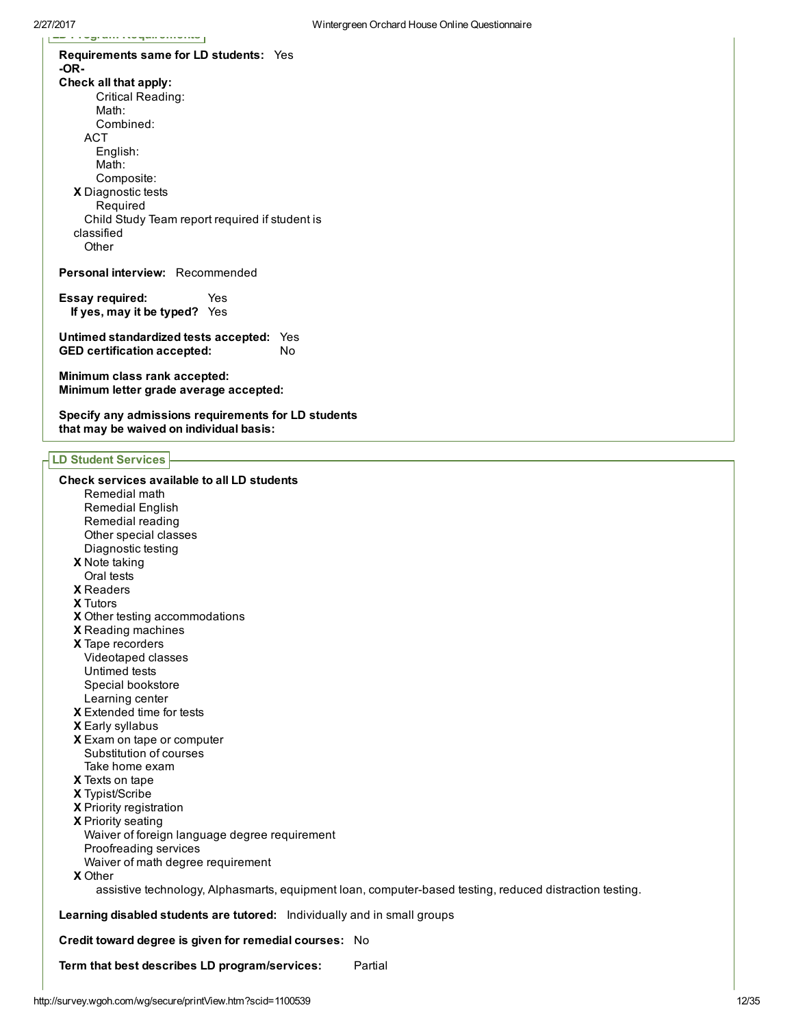Requirements same for LD students: Yes
-OR-
**Check all that apply:**

- Critical Reading:
- Math:
- Combined:
- ACT
  - English:
  - Math:
  - Composite:
- X Diagnostic tests
  - Required
- Child Study Team report required if student is classified
- Other

**Personal interview:** Recommended

**Essay required:** Yes
**If yes, may it be typed?** Yes

**Untimed standardized tests accepted:** Yes
**GED certification accepted:** No

**Minimum class rank accepted:**
**Minimum letter grade average accepted:**

**Specify any admissions requirements for LD students that may be waived on individual basis:**

## LD Student Services

**Check services available to all LD students**

- Remedial math
- Remedial English
- Remedial reading
- Other special classes
- Diagnostic testing
- X Note taking
- Oral tests
- X Readers
- X Tutors
- X Other testing accommodations
- X Reading machines
- X Tape recorders
- Videotaped classes
- Untimed tests
- Special bookstore
- Learning center
- X Extended time for tests
- X Early syllabus
- X Exam on tape or computer
- Substitution of courses
- Take home exam
- X Texts on tape
- X Typist/Scribe
- X Priority registration
- X Priority seating
- Waiver of foreign language degree requirement
- Proofreading services
- Waiver of math degree requirement
- X Other
  - assistive technology, Alphasmarts, equipment loan, computer-based testing, reduced distraction testing.

**Learning disabled students are tutored:** Individually and in small groups

**Credit toward degree is given for remedial courses:** No

**Term that best describes LD program/services:** Partial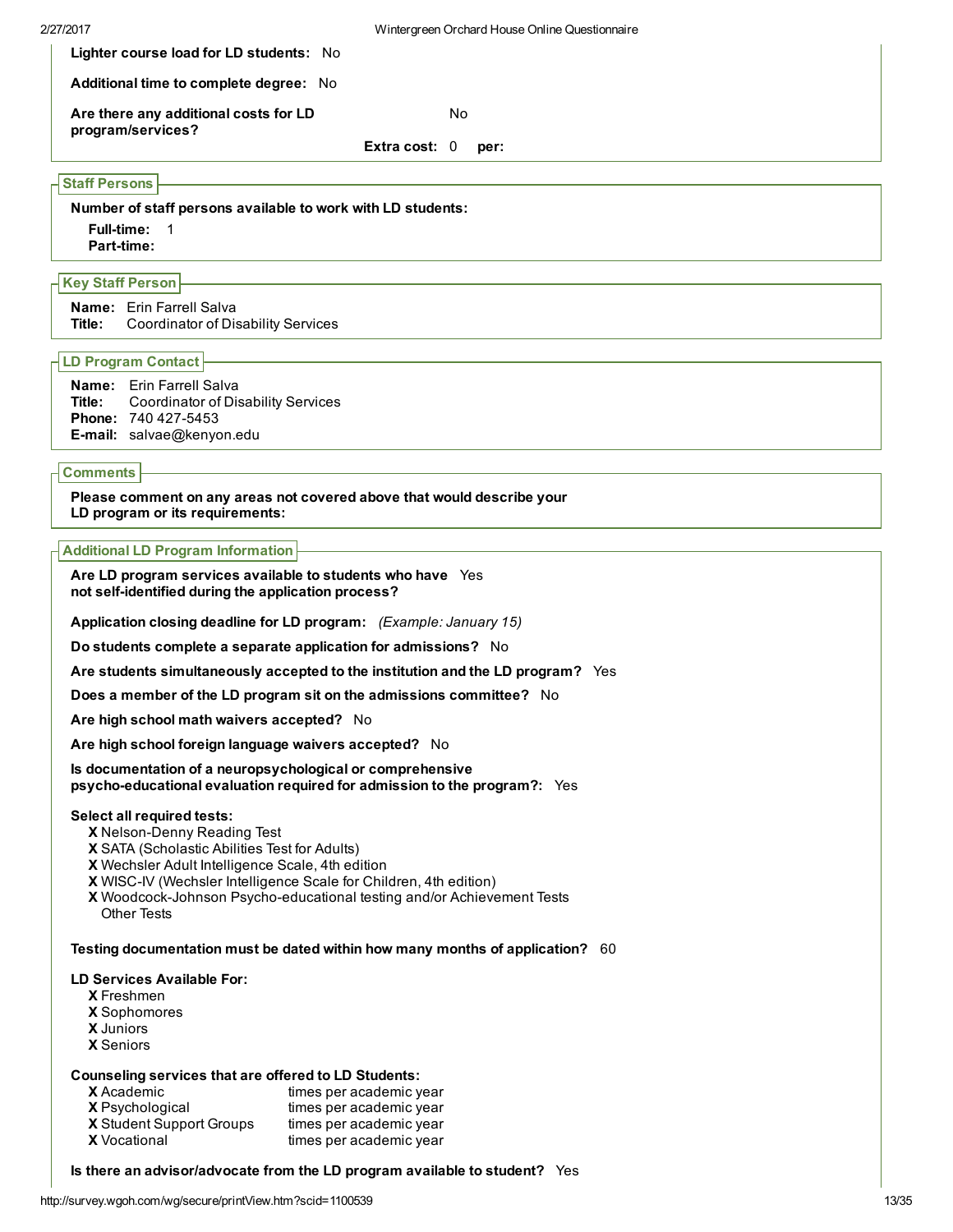**Lighter course load for LD students:** No

**Additional time to complete degree:** No

**Are there any additional costs for LD program/services?** No

**Extra cost:** 0 **per:**

## Staff Persons

**Number of staff persons available to work with LD students:**

**Full-time:** 1
**Part-time:**

## Key Staff Person

**Name:** Erin Farrell Salva
**Title:** Coordinator of Disability Services

## LD Program Contact

**Name:** Erin Farrell Salva
**Title:** Coordinator of Disability Services
**Phone:** 740 427-5453
**E-mail:** salvae@kenyon.edu

## Comments

**Please comment on any areas not covered above that would describe your LD program or its requirements:**

## Additional LD Program Information

**Are LD program services available to students who have not self-identified during the application process?** Yes

**Application closing deadline for LD program:** *(Example: January 15)*

**Do students complete a separate application for admissions?** No

**Are students simultaneously accepted to the institution and the LD program?** Yes

**Does a member of the LD program sit on the admissions committee?** No

**Are high school math waivers accepted?** No

**Are high school foreign language waivers accepted?** No

**Is documentation of a neuropsychological or comprehensive psycho-educational evaluation required for admission to the program?:** Yes

**Select all required tests:**

- X Nelson-Denny Reading Test
- X SATA (Scholastic Abilities Test for Adults)
- X Wechsler Adult Intelligence Scale, 4th edition
- X WISC-IV (Wechsler Intelligence Scale for Children, 4th edition)
- X Woodcock-Johnson Psycho-educational testing and/or Achievement Tests
- Other Tests

**Testing documentation must be dated within how many months of application?** 60

**LD Services Available For:**

- X Freshmen
- X Sophomores
- X Juniors
- X Seniors

**Counseling services that are offered to LD Students:**

- X Academic — times per academic year
- X Psychological — times per academic year
- X Student Support Groups — times per academic year
- X Vocational — times per academic year

**Is there an advisor/advocate from the LD program available to student?** Yes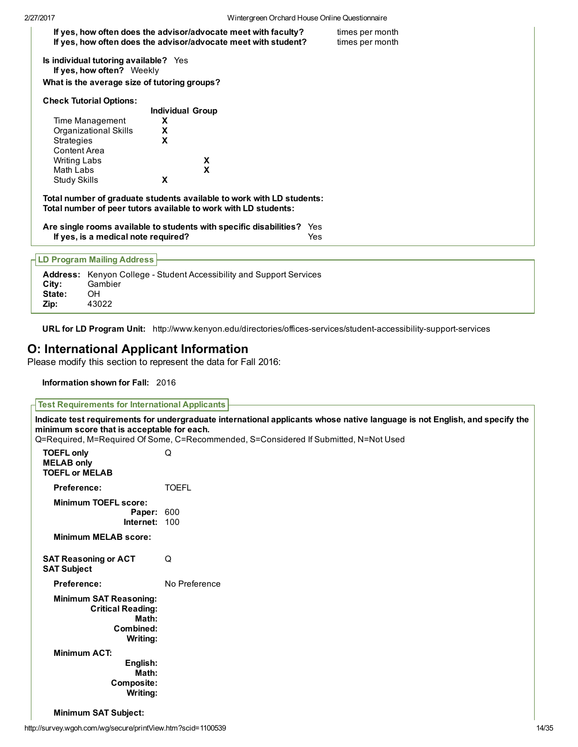**If yes, how often does the advisor/advocate meet with faculty?** times per month
**If yes, how often does the advisor/advocate meet with student?** times per month

**Is individual tutoring available?** Yes
**If yes, how often?** Weekly

**What is the average size of tutoring groups?**

**Check Tutorial Options:**

| | Individual | Group |
|---|---|---|
| Time Management | X | |
| Organizational Skills | X | |
| Strategies | X | |
| Content Area | | |
| Writing Labs | | X |
| Math Labs | | X |
| Study Skills | X | |

**Total number of graduate students available to work with LD students:**
**Total number of peer tutors available to work with LD students:**

**Are single rooms available to students with specific disabilities?** Yes
**If yes, is a medical note required?** Yes

**LD Program Mailing Address**

**Address:** Kenyon College - Student Accessibility and Support Services
**City:** Gambier
**State:** OH
**Zip:** 43022

**URL for LD Program Unit:** http://www.kenyon.edu/directories/offices-services/student-accessibility-support-services

## O: International Applicant Information

Please modify this section to represent the data for Fall 2016:

**Information shown for Fall:** 2016

**Test Requirements for International Applicants**

**Indicate test requirements for undergraduate international applicants whose native language is not English, and specify the minimum score that is acceptable for each.**
Q=Required, M=Required Of Some, C=Recommended, S=Considered If Submitted, N=Not Used

**TOEFL only** Q
**MELAB only**
**TOEFL or MELAB**

**Preference:** TOEFL

**Minimum TOEFL score:**
**Paper:** 600
**Internet:** 100

**Minimum MELAB score:**

**SAT Reasoning or ACT** Q
**SAT Subject**

**Preference:** No Preference

**Minimum SAT Reasoning:**
**Critical Reading:**
**Math:**
**Combined:**
**Writing:**

**Minimum ACT:**
**English:**
**Math:**
**Composite:**
**Writing:**

**Minimum SAT Subject:**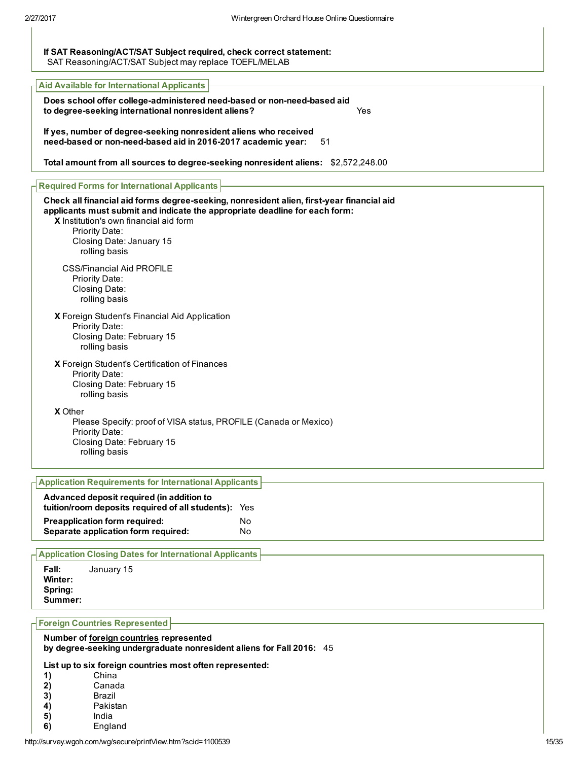**If SAT Reasoning/ACT/SAT Subject required, check correct statement:**
SAT Reasoning/ACT/SAT Subject may replace TOEFL/MELAB

## Aid Available for International Applicants

**Does school offer college-administered need-based or non-need-based aid to degree-seeking international nonresident aliens?** Yes

**If yes, number of degree-seeking nonresident aliens who received need-based or non-need-based aid in 2016-2017 academic year:** 51

**Total amount from all sources to degree-seeking nonresident aliens:** $2,572,248.00

## Required Forms for International Applicants

**Check all financial aid forms degree-seeking, nonresident alien, first-year financial aid applicants must submit and indicate the appropriate deadline for each form:**

**X** Institution's own financial aid form
Priority Date:
Closing Date: January 15
rolling basis

CSS/Financial Aid PROFILE
Priority Date:
Closing Date:
rolling basis

**X** Foreign Student's Financial Aid Application
Priority Date:
Closing Date: February 15
rolling basis

**X** Foreign Student's Certification of Finances
Priority Date:
Closing Date: February 15
rolling basis

**X** Other
Please Specify: proof of VISA status, PROFILE (Canada or Mexico)
Priority Date:
Closing Date: February 15
rolling basis

## Application Requirements for International Applicants

**Advanced deposit required (in addition to tuition/room deposits required of all students):** Yes

**Preapplication form required:** No
**Separate application form required:** No

## Application Closing Dates for International Applicants

**Fall:** January 15
**Winter:**
**Spring:**
**Summer:**

## Foreign Countries Represented

**Number of foreign countries represented by degree-seeking undergraduate nonresident aliens for Fall 2016:** 45

**List up to six foreign countries most often represented:**

1) China
2) Canada
3) Brazil
4) Pakistan
5) India
6) England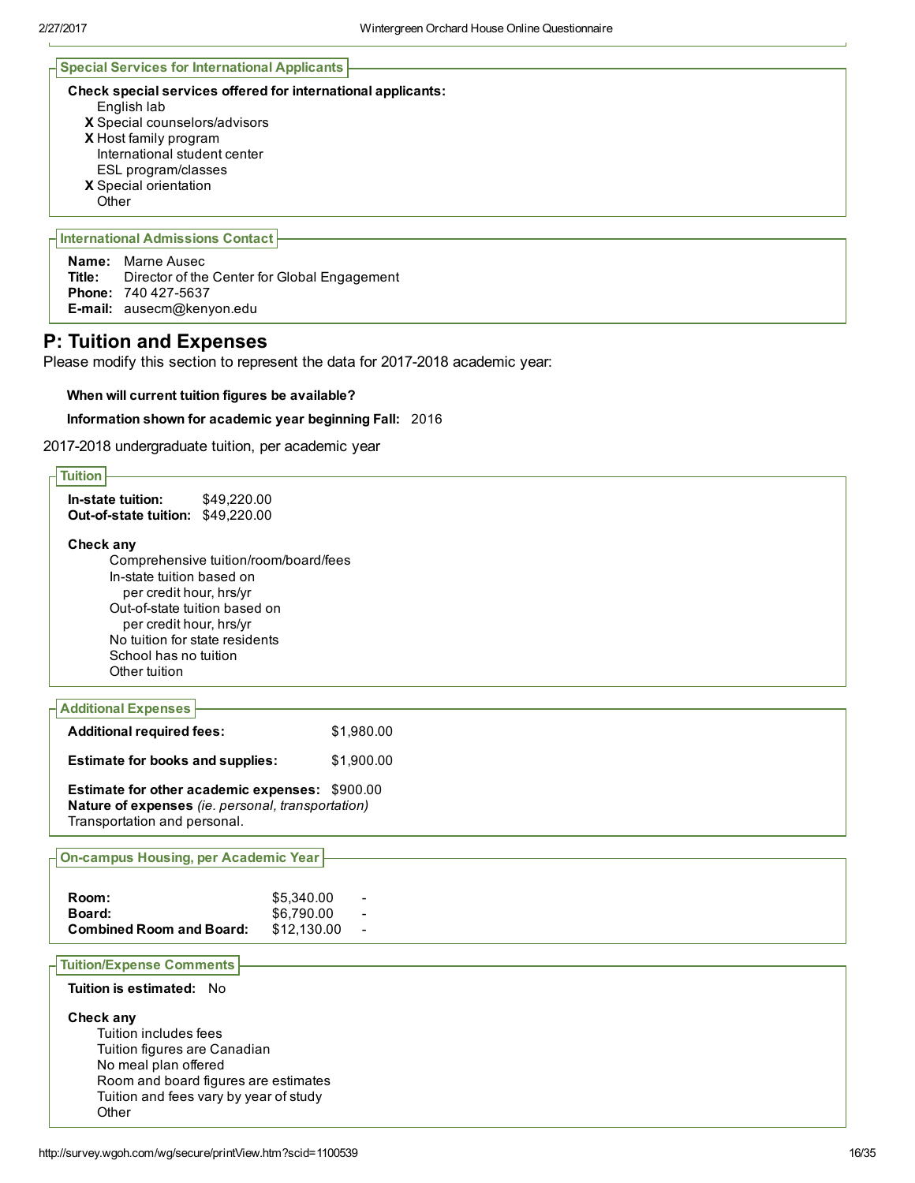### Special Services for International Applicants

**Check special services offered for international applicants:**

- English lab
- X Special counselors/advisors
- X Host family program
- International student center
- ESL program/classes
- X Special orientation
- Other

### International Admissions Contact

**Name:** Marne Ausec
**Title:** Director of the Center for Global Engagement
**Phone:** 740 427-5637
**E-mail:** ausecm@kenyon.edu

## P: Tuition and Expenses

Please modify this section to represent the data for 2017-2018 academic year:

**When will current tuition figures be available?**

**Information shown for academic year beginning Fall:** 2016

2017-2018 undergraduate tuition, per academic year

### Tuition

**In-state tuition:** $49,220.00
**Out-of-state tuition:** $49,220.00

**Check any**

- Comprehensive tuition/room/board/fees
- In-state tuition based on
  - per credit hour, hrs/yr
- Out-of-state tuition based on
  - per credit hour, hrs/yr
- No tuition for state residents
- School has no tuition
- Other tuition

### Additional Expenses

**Additional required fees:** $1,980.00

**Estimate for books and supplies:** $1,900.00

**Estimate for other academic expenses:** $900.00
**Nature of expenses** *(ie. personal, transportation)*
Transportation and personal.

### On-campus Housing, per Academic Year

| | | |
|---|---|---|
| **Room:** | $5,340.00 | - |
| **Board:** | $6,790.00 | - |
| **Combined Room and Board:** | $12,130.00 | - |

### Tuition/Expense Comments

**Tuition is estimated:** No

**Check any**

- Tuition includes fees
- Tuition figures are Canadian
- No meal plan offered
- Room and board figures are estimates
- Tuition and fees vary by year of study
- Other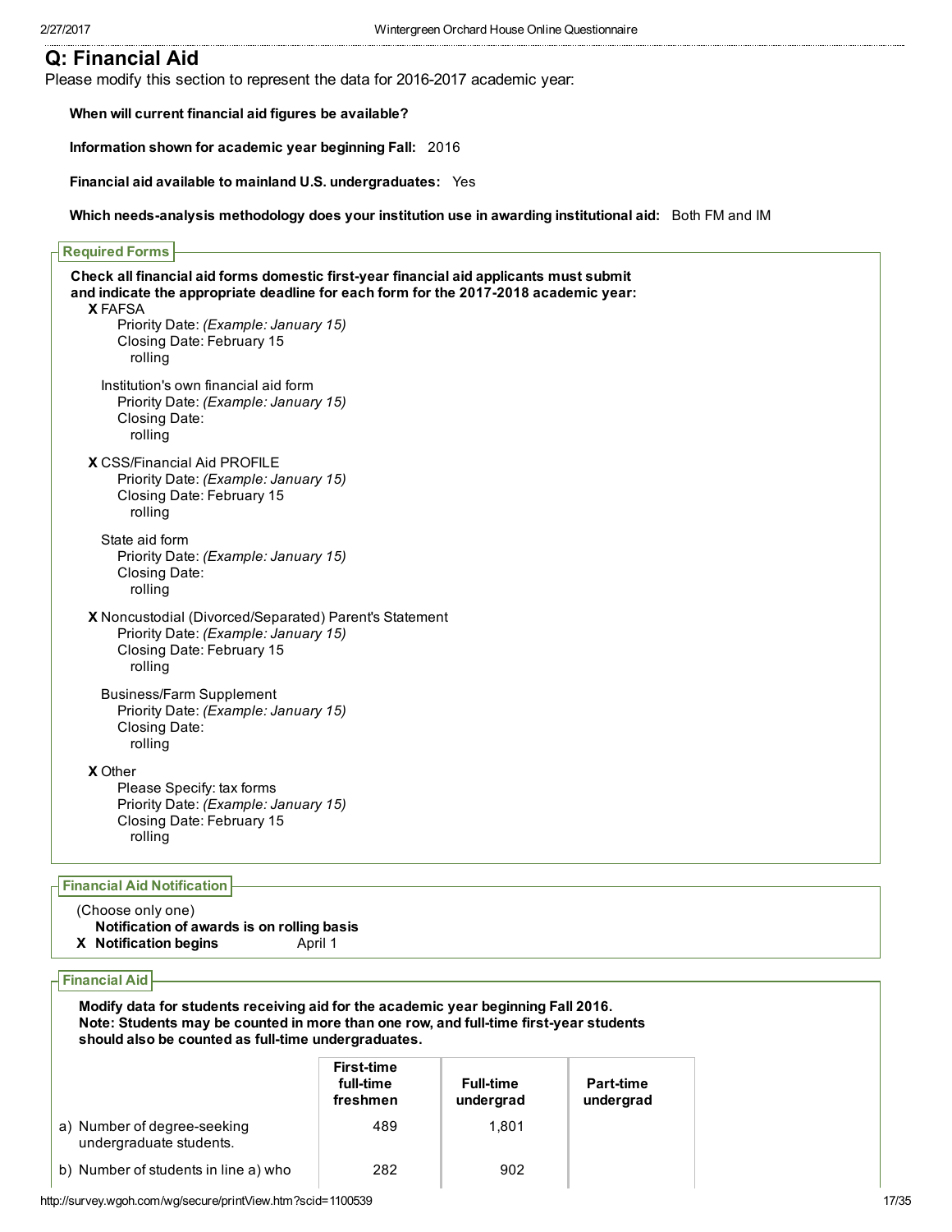## Q: Financial Aid

Please modify this section to represent the data for 2016-2017 academic year:

**When will current financial aid figures be available?**

**Information shown for academic year beginning Fall:** 2016

**Financial aid available to mainland U.S. undergraduates:** Yes

**Which needs-analysis methodology does your institution use in awarding institutional aid:** Both FM and IM

### Required Forms

**Check all financial aid forms domestic first-year financial aid applicants must submit and indicate the appropriate deadline for each form for the 2017-2018 academic year:**

**X** FAFSA
- Priority Date: *(Example: January 15)*
- Closing Date: February 15
- rolling

Institution's own financial aid form
- Priority Date: *(Example: January 15)*
- Closing Date:
- rolling

**X** CSS/Financial Aid PROFILE
- Priority Date: *(Example: January 15)*
- Closing Date: February 15
- rolling

State aid form
- Priority Date: *(Example: January 15)*
- Closing Date:
- rolling

**X** Noncustodial (Divorced/Separated) Parent's Statement
- Priority Date: *(Example: January 15)*
- Closing Date: February 15
- rolling

Business/Farm Supplement
- Priority Date: *(Example: January 15)*
- Closing Date:
- rolling

**X** Other
- Please Specify: tax forms
- Priority Date: *(Example: January 15)*
- Closing Date: February 15
- rolling

### Financial Aid Notification

(Choose only one)

**Notification of awards is on rolling basis**

**X Notification begins** April 1

### Financial Aid

**Modify data for students receiving aid for the academic year beginning Fall 2016.**
**Note: Students may be counted in more than one row, and full-time first-year students should also be counted as full-time undergraduates.**

| | First-time full-time freshmen | Full-time undergrad | Part-time undergrad |
|---|---|---|---|
| a) Number of degree-seeking undergraduate students. | 489 | 1,801 | |
| b) Number of students in line a) who | 282 | 902 | |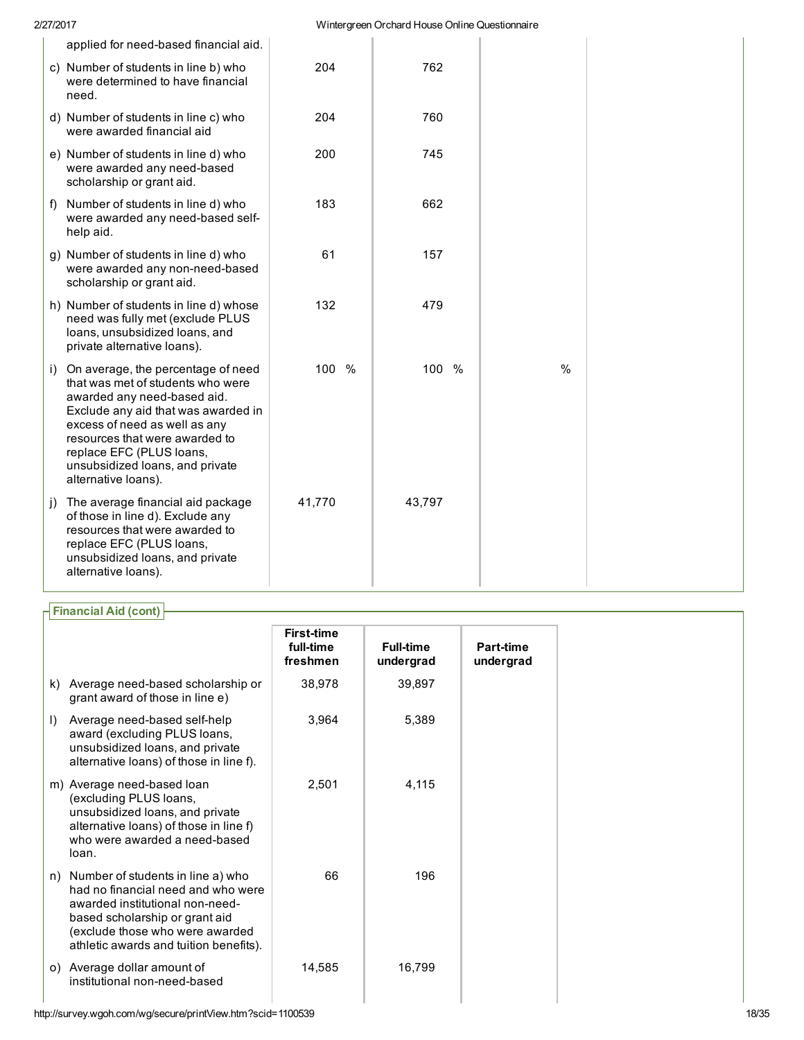| | | | | |
|---|---|---|---|---|
| applied for need-based financial aid. | | | | |
| c) Number of students in line b) who were determined to have financial need. | 204 | 762 | | |
| d) Number of students in line c) who were awarded financial aid | 204 | 760 | | |
| e) Number of students in line d) who were awarded any need-based scholarship or grant aid. | 200 | 745 | | |
| f) Number of students in line d) who were awarded any need-based self-help aid. | 183 | 662 | | |
| g) Number of students in line d) who were awarded any non-need-based scholarship or grant aid. | 61 | 157 | | |
| h) Number of students in line d) whose need was fully met (exclude PLUS loans, unsubsidized loans, and private alternative loans). | 132 | 479 | | |
| i) On average, the percentage of need that was met of students who were awarded any need-based aid. Exclude any aid that was awarded in excess of need as well as any resources that were awarded to replace EFC (PLUS loans, unsubsidized loans, and private alternative loans). | 100 % | 100 % | % | |
| j) The average financial aid package of those in line d). Exclude any resources that were awarded to replace EFC (PLUS loans, unsubsidized loans, and private alternative loans). | 41,770 | 43,797 | | |

## Financial Aid (cont)

| | First-time full-time freshmen | Full-time undergrad | Part-time undergrad |
|---|---|---|---|
| k) Average need-based scholarship or grant award of those in line e) | 38,978 | 39,897 | |
| l) Average need-based self-help award (excluding PLUS loans, unsubsidized loans, and private alternative loans) of those in line f). | 3,964 | 5,389 | |
| m) Average need-based loan (excluding PLUS loans, unsubsidized loans, and private alternative loans) of those in line f) who were awarded a need-based loan. | 2,501 | 4,115 | |
| n) Number of students in line a) who had no financial need and who were awarded institutional non-need-based scholarship or grant aid (exclude those who were awarded athletic awards and tuition benefits). | 66 | 196 | |
| o) Average dollar amount of institutional non-need-based | 14,585 | 16,799 | |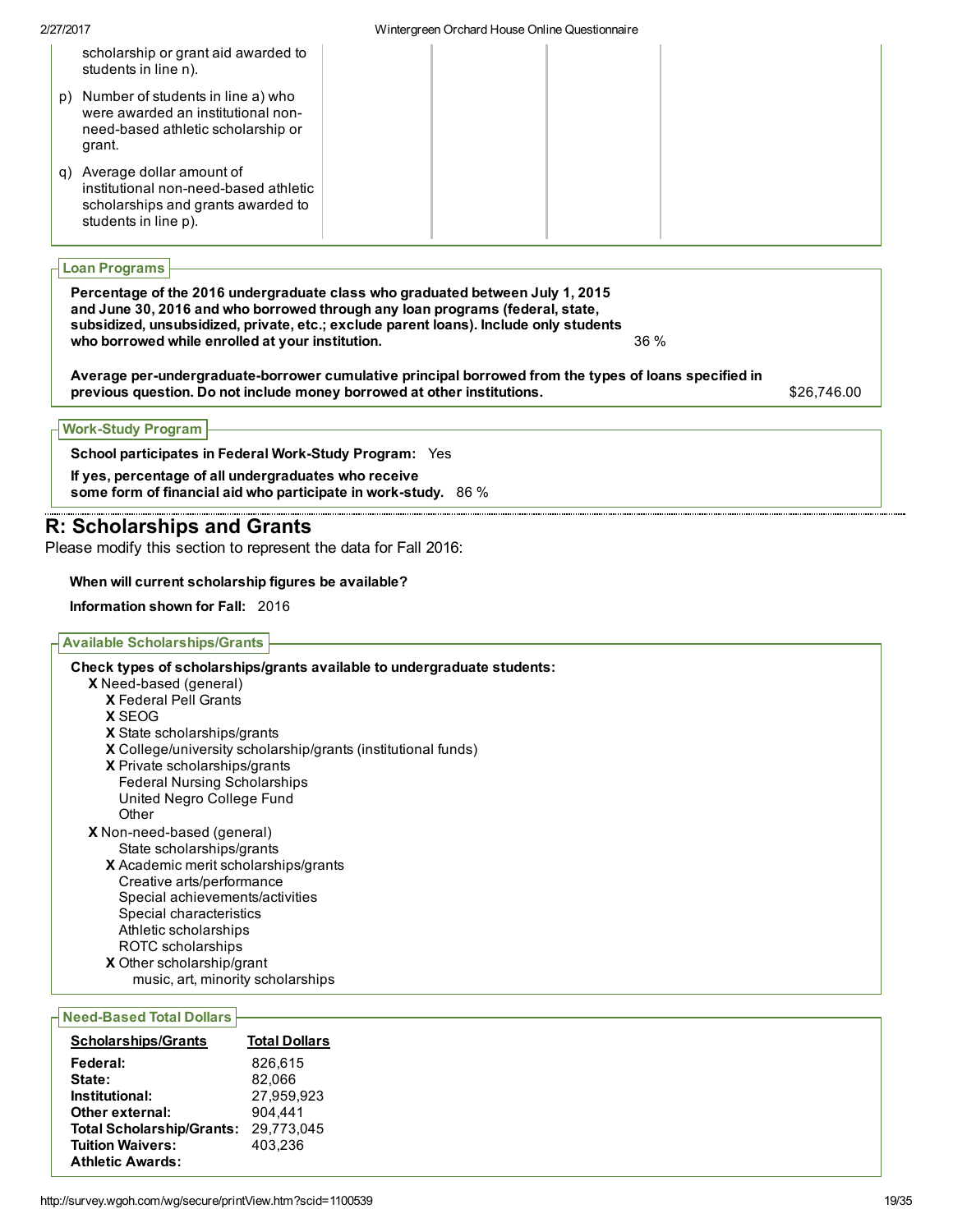| | | | | |
|---|---|---|---|---|
| scholarship or grant aid awarded to students in line n). | | | | |
| p) Number of students in line a) who were awarded an institutional non-need-based athletic scholarship or grant. | | | | |
| q) Average dollar amount of institutional non-need-based athletic scholarships and grants awarded to students in line p). | | | | |

**Loan Programs**

**Percentage of the 2016 undergraduate class who graduated between July 1, 2015 and June 30, 2016 and who borrowed through any loan programs (federal, state, subsidized, unsubsidized, private, etc.; exclude parent loans). Include only students who borrowed while enrolled at your institution.** 36 %

**Average per-undergraduate-borrower cumulative principal borrowed from the types of loans specified in previous question. Do not include money borrowed at other institutions.** $26,746.00

**Work-Study Program**

**School participates in Federal Work-Study Program:** Yes

**If yes, percentage of all undergraduates who receive some form of financial aid who participate in work-study.** 86 %

## R: Scholarships and Grants

Please modify this section to represent the data for Fall 2016:

**When will current scholarship figures be available?**

**Information shown for Fall:** 2016

**Available Scholarships/Grants**

**Check types of scholarships/grants available to undergraduate students:**

- X Need-based (general)
  - X Federal Pell Grants
  - X SEOG
  - X State scholarships/grants
  - X College/university scholarship/grants (institutional funds)
  - X Private scholarships/grants
  - Federal Nursing Scholarships
  - United Negro College Fund
  - Other
- X Non-need-based (general)
  - State scholarships/grants
  - X Academic merit scholarships/grants
  - Creative arts/performance
  - Special achievements/activities
  - Special characteristics
  - Athletic scholarships
  - ROTC scholarships
  - X Other scholarship/grant
    - music, art, minority scholarships

**Need-Based Total Dollars**

| Scholarships/Grants | Total Dollars |
|---|---|
| **Federal:** | 826,615 |
| **State:** | 82,066 |
| **Institutional:** | 27,959,923 |
| **Other external:** | 904,441 |
| **Total Scholarship/Grants:** | 29,773,045 |
| **Tuition Waivers:** | 403,236 |
| **Athletic Awards:** | |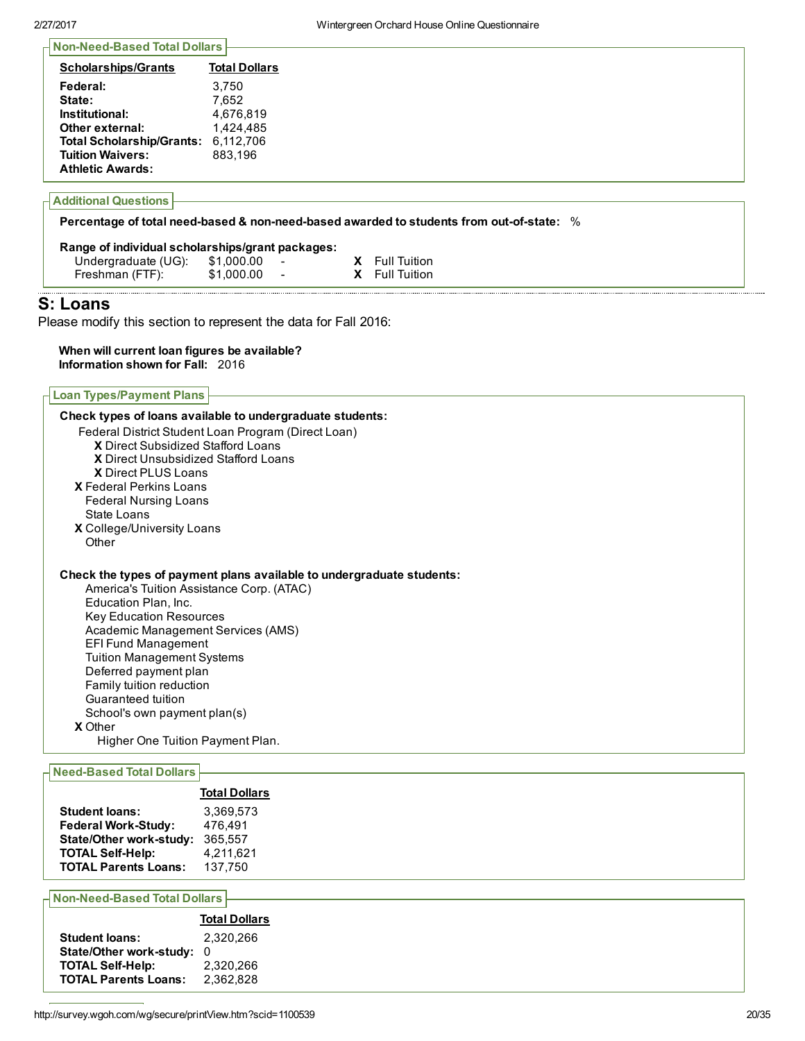### Non-Need-Based Total Dollars

| Scholarships/Grants | Total Dollars |
|---|---|
| **Federal:** | 3,750 |
| **State:** | 7,652 |
| **Institutional:** | 4,676,819 |
| **Other external:** | 1,424,485 |
| **Total Scholarship/Grants:** | 6,112,706 |
| **Tuition Waivers:** | 883,196 |
| **Athletic Awards:** | |

### Additional Questions

**Percentage of total need-based & non-need-based awarded to students from out-of-state:** %

**Range of individual scholarships/grant packages:**

| | | | | |
|---|---|---|---|---|
| Undergraduate (UG): | $1,000.00 | - | X | Full Tuition |
| Freshman (FTF): | $1,000.00 | - | X | Full Tuition |

## S: Loans

Please modify this section to represent the data for Fall 2016:

**When will current loan figures be available?**
**Information shown for Fall:** 2016

### Loan Types/Payment Plans

**Check types of loans available to undergraduate students:**

- Federal District Student Loan Program (Direct Loan)
  - **X** Direct Subsidized Stafford Loans
  - **X** Direct Unsubsidized Stafford Loans
  - **X** Direct PLUS Loans
- **X** Federal Perkins Loans
- Federal Nursing Loans
- State Loans
- **X** College/University Loans
- Other

**Check the types of payment plans available to undergraduate students:**

- America's Tuition Assistance Corp. (ATAC)
- Education Plan, Inc.
- Key Education Resources
- Academic Management Services (AMS)
- EFI Fund Management
- Tuition Management Systems
- Deferred payment plan
- Family tuition reduction
- Guaranteed tuition
- School's own payment plan(s)
- **X** Other
  - Higher One Tuition Payment Plan.

### Need-Based Total Dollars

| | Total Dollars |
|---|---|
| **Student loans:** | 3,369,573 |
| **Federal Work-Study:** | 476,491 |
| **State/Other work-study:** | 365,557 |
| **TOTAL Self-Help:** | 4,211,621 |
| **TOTAL Parents Loans:** | 137,750 |

### Non-Need-Based Total Dollars

| | Total Dollars |
|---|---|
| **Student loans:** | 2,320,266 |
| **State/Other work-study:** | 0 |
| **TOTAL Self-Help:** | 2,320,266 |
| **TOTAL Parents Loans:** | 2,362,828 |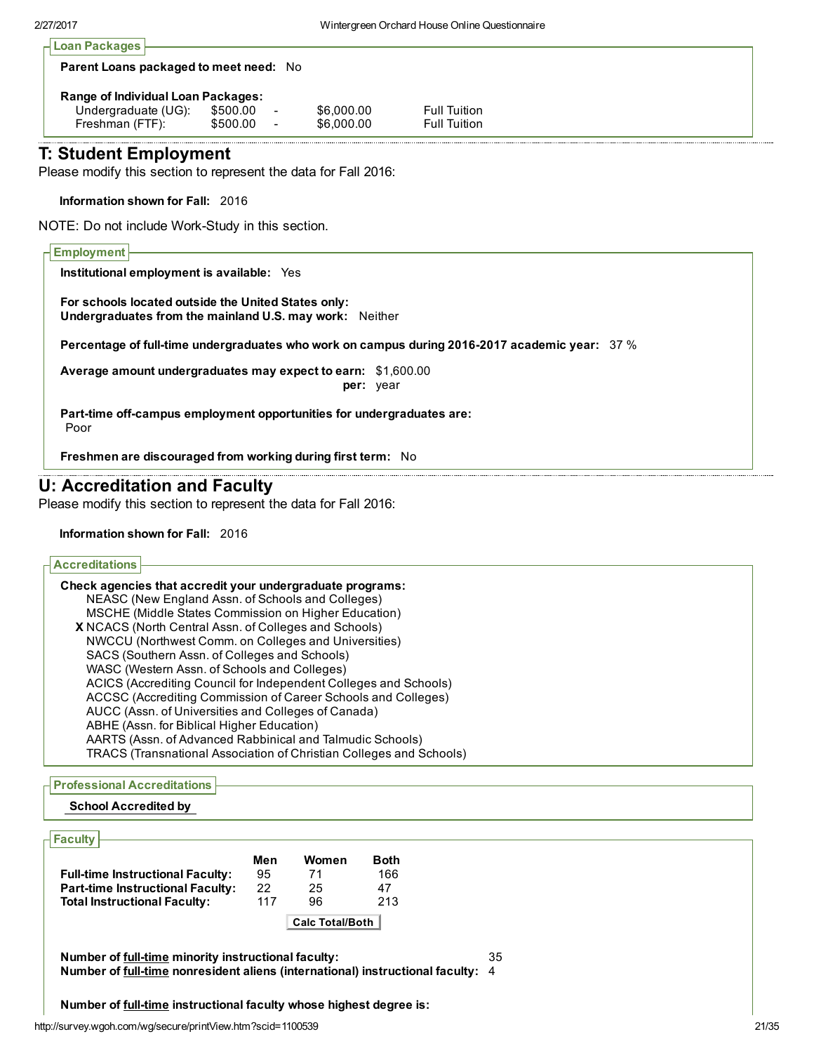### Loan Packages

**Parent Loans packaged to meet need:** No

**Range of Individual Loan Packages:**

| | | | | |
|---|---|---|---|---|
| Undergraduate (UG): | $500.00 | - | $6,000.00 | Full Tuition |
| Freshman (FTF): | $500.00 | - | $6,000.00 | Full Tuition |

## T: Student Employment

Please modify this section to represent the data for Fall 2016:

**Information shown for Fall:** 2016

NOTE: Do not include Work-Study in this section.

### Employment

**Institutional employment is available:** Yes

**For schools located outside the United States only:**
**Undergraduates from the mainland U.S. may work:** Neither

**Percentage of full-time undergraduates who work on campus during 2016-2017 academic year:** 37 %

**Average amount undergraduates may expect to earn:** $1,600.00
**per:** year

**Part-time off-campus employment opportunities for undergraduates are:**
Poor

**Freshmen are discouraged from working during first term:** No

## U: Accreditation and Faculty

Please modify this section to represent the data for Fall 2016:

**Information shown for Fall:** 2016

### Accreditations

**Check agencies that accredit your undergraduate programs:**

- NEASC (New England Assn. of Schools and Colleges)
- MSCHE (Middle States Commission on Higher Education)
- **X** NCACS (North Central Assn. of Colleges and Schools)
- NWCCU (Northwest Comm. on Colleges and Universities)
- SACS (Southern Assn. of Colleges and Schools)
- WASC (Western Assn. of Schools and Colleges)
- ACICS (Accrediting Council for Independent Colleges and Schools)
- ACCSC (Accrediting Commission of Career Schools and Colleges)
- AUCC (Assn. of Universities and Colleges of Canada)
- ABHE (Assn. for Biblical Higher Education)
- AARTS (Assn. of Advanced Rabbinical and Talmudic Schools)
- TRACS (Transnational Association of Christian Colleges and Schools)

### Professional Accreditations

**School Accredited by**

### Faculty

| | Men | Women | Both |
|---|---|---|---|
| **Full-time Instructional Faculty:** | 95 | 71 | 166 |
| **Part-time Instructional Faculty:** | 22 | 25 | 47 |
| **Total Instructional Faculty:** | 117 | 96 | 213 |

Calc Total/Both

**Number of full-time minority instructional faculty:** 35
**Number of full-time nonresident aliens (international) instructional faculty:** 4

**Number of full-time instructional faculty whose highest degree is:**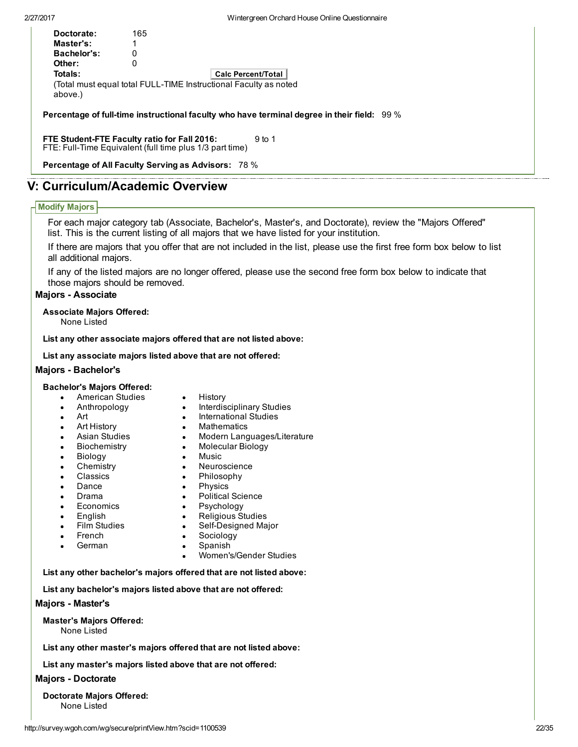| | |
|---|---|
| **Doctorate:** | 165 |
| **Master's:** | 1 |
| **Bachelor's:** | 0 |
| **Other:** | 0 |
| **Totals:** | |

Calc Percent/Total

(Total must equal total FULL-TIME Instructional Faculty as noted above.)

**Percentage of full-time instructional faculty who have terminal degree in their field:** 99 %

**FTE Student-FTE Faculty ratio for Fall 2016:** 9 to 1
FTE: Full-Time Equivalent (full time plus 1/3 part time)

**Percentage of All Faculty Serving as Advisors:** 78 %

## V: Curriculum/Academic Overview

### Modify Majors

For each major category tab (Associate, Bachelor's, Master's, and Doctorate), review the "Majors Offered" list. This is the current listing of all majors that we have listed for your institution.

If there are majors that you offer that are not included in the list, please use the first free form box below to list all additional majors.

If any of the listed majors are no longer offered, please use the second free form box below to indicate that those majors should be removed.

### Majors - Associate

**Associate Majors Offered:**
None Listed

**List any other associate majors offered that are not listed above:**

**List any associate majors listed above that are not offered:**

### Majors - Bachelor's

**Bachelor's Majors Offered:**

- American Studies
- Anthropology
- Art
- Art History
- Asian Studies
- Biochemistry
- Biology
- Chemistry
- Classics
- Dance
- Drama
- Economics
- English
- Film Studies
- French
- German
- History
- Interdisciplinary Studies
- International Studies
- Mathematics
- Modern Languages/Literature
- Molecular Biology
- Music
- Neuroscience
- Philosophy
- Physics
- Political Science
- Psychology
- Religious Studies
- Self-Designed Major
- Sociology
- Spanish
- Women's/Gender Studies

**List any other bachelor's majors offered that are not listed above:**

**List any bachelor's majors listed above that are not offered:**

### Majors - Master's

**Master's Majors Offered:**
None Listed

**List any other master's majors offered that are not listed above:**

**List any master's majors listed above that are not offered:**

### Majors - Doctorate

**Doctorate Majors Offered:**
None Listed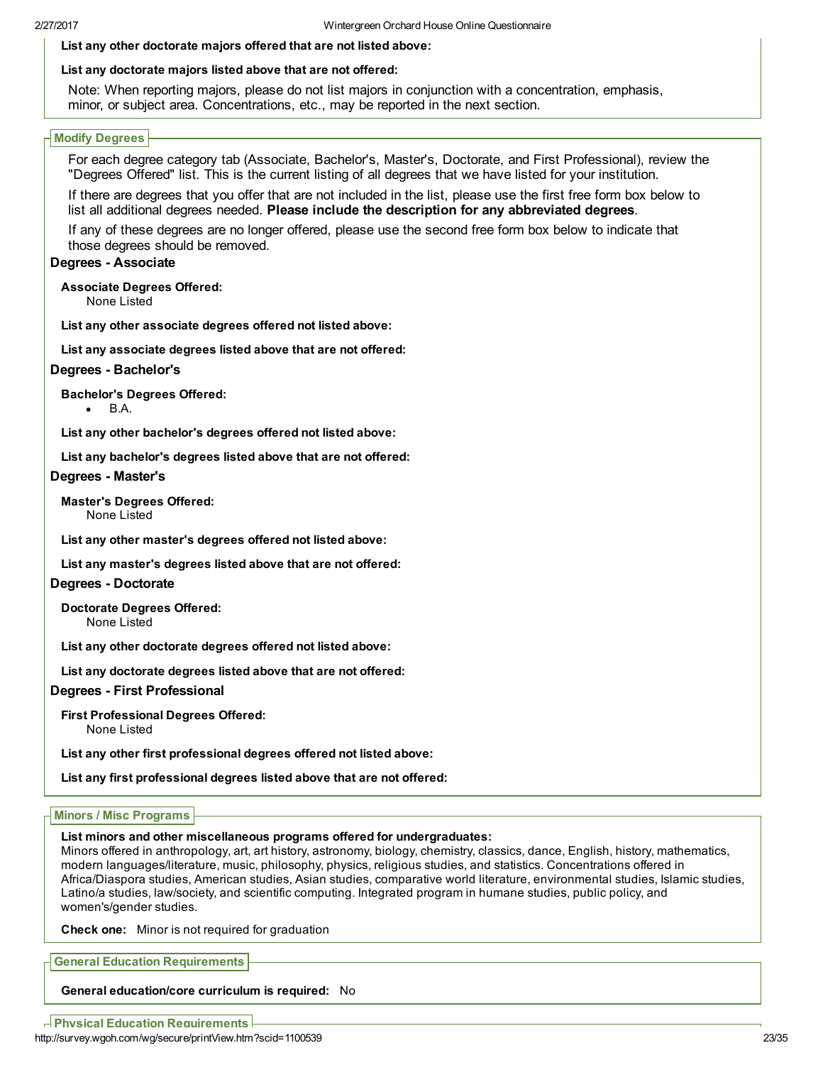**List any other doctorate majors offered that are not listed above:**

**List any doctorate majors listed above that are not offered:**

Note: When reporting majors, please do not list majors in conjunction with a concentration, emphasis, minor, or subject area. Concentrations, etc., may be reported in the next section.

## Modify Degrees

For each degree category tab (Associate, Bachelor's, Master's, Doctorate, and First Professional), review the "Degrees Offered" list. This is the current listing of all degrees that we have listed for your institution.

If there are degrees that you offer that are not included in the list, please use the first free form box below to list all additional degrees needed. **Please include the description for any abbreviated degrees**.

If any of these degrees are no longer offered, please use the second free form box below to indicate that those degrees should be removed.

### Degrees - Associate

**Associate Degrees Offered:**
None Listed

**List any other associate degrees offered not listed above:**

**List any associate degrees listed above that are not offered:**

### Degrees - Bachelor's

**Bachelor's Degrees Offered:**

- B.A.

**List any other bachelor's degrees offered not listed above:**

**List any bachelor's degrees listed above that are not offered:**

### Degrees - Master's

**Master's Degrees Offered:**
None Listed

**List any other master's degrees offered not listed above:**

**List any master's degrees listed above that are not offered:**

### Degrees - Doctorate

**Doctorate Degrees Offered:**
None Listed

**List any other doctorate degrees offered not listed above:**

**List any doctorate degrees listed above that are not offered:**

### Degrees - First Professional

**First Professional Degrees Offered:**
None Listed

**List any other first professional degrees offered not listed above:**

**List any first professional degrees listed above that are not offered:**

## Minors / Misc Programs

**List minors and other miscellaneous programs offered for undergraduates:**
Minors offered in anthropology, art, art history, astronomy, biology, chemistry, classics, dance, English, history, mathematics, modern languages/literature, music, philosophy, physics, religious studies, and statistics. Concentrations offered in Africa/Diaspora studies, American studies, Asian studies, comparative world literature, environmental studies, Islamic studies, Latino/a studies, law/society, and scientific computing. Integrated program in humane studies, public policy, and women's/gender studies.

**Check one:** Minor is not required for graduation

## General Education Requirements

**General education/core curriculum is required:** No

## Physical Education Requirements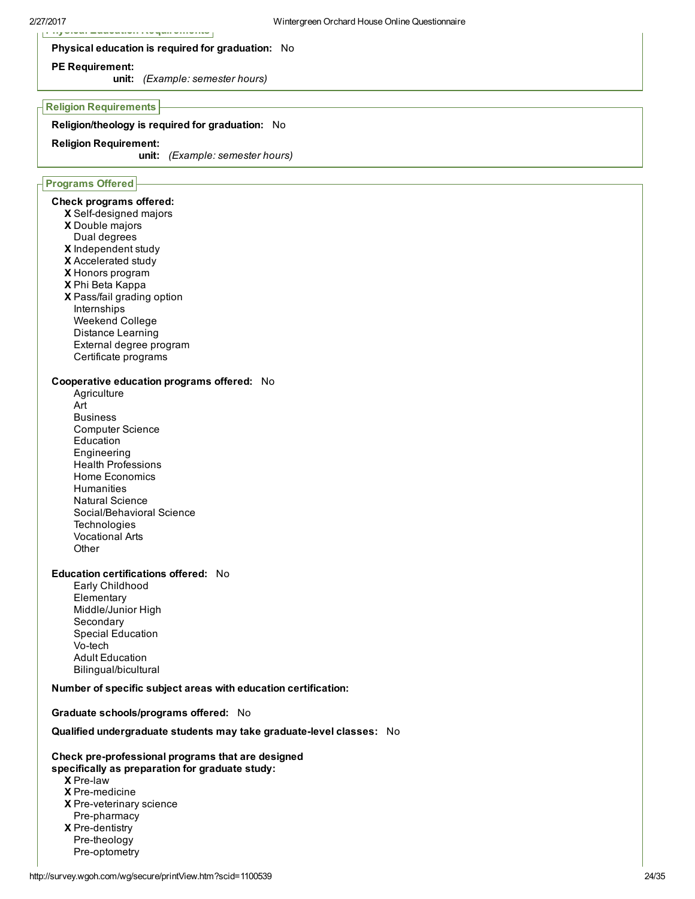**Physical education is required for graduation:** No

**PE Requirement:**
**unit:** *(Example: semester hours)*

## Religion Requirements

**Religion/theology is required for graduation:** No

**Religion Requirement:**
**unit:** *(Example: semester hours)*

## Programs Offered

**Check programs offered:**

- **X** Self-designed majors
- **X** Double majors
- Dual degrees
- **X** Independent study
- **X** Accelerated study
- **X** Honors program
- **X** Phi Beta Kappa
- **X** Pass/fail grading option
- Internships
- Weekend College
- Distance Learning
- External degree program
- Certificate programs

**Cooperative education programs offered:** No

- Agriculture
- Art
- Business
- Computer Science
- Education
- Engineering
- Health Professions
- Home Economics
- Humanities
- Natural Science
- Social/Behavioral Science
- Technologies
- Vocational Arts
- Other

**Education certifications offered:** No

- Early Childhood
- Elementary
- Middle/Junior High
- Secondary
- Special Education
- Vo-tech
- Adult Education
- Bilingual/bicultural

**Number of specific subject areas with education certification:**

**Graduate schools/programs offered:** No

**Qualified undergraduate students may take graduate-level classes:** No

**Check pre-professional programs that are designed specifically as preparation for graduate study:**

- **X** Pre-law
- **X** Pre-medicine
- **X** Pre-veterinary science
- Pre-pharmacy
- **X** Pre-dentistry
- Pre-theology
- Pre-optometry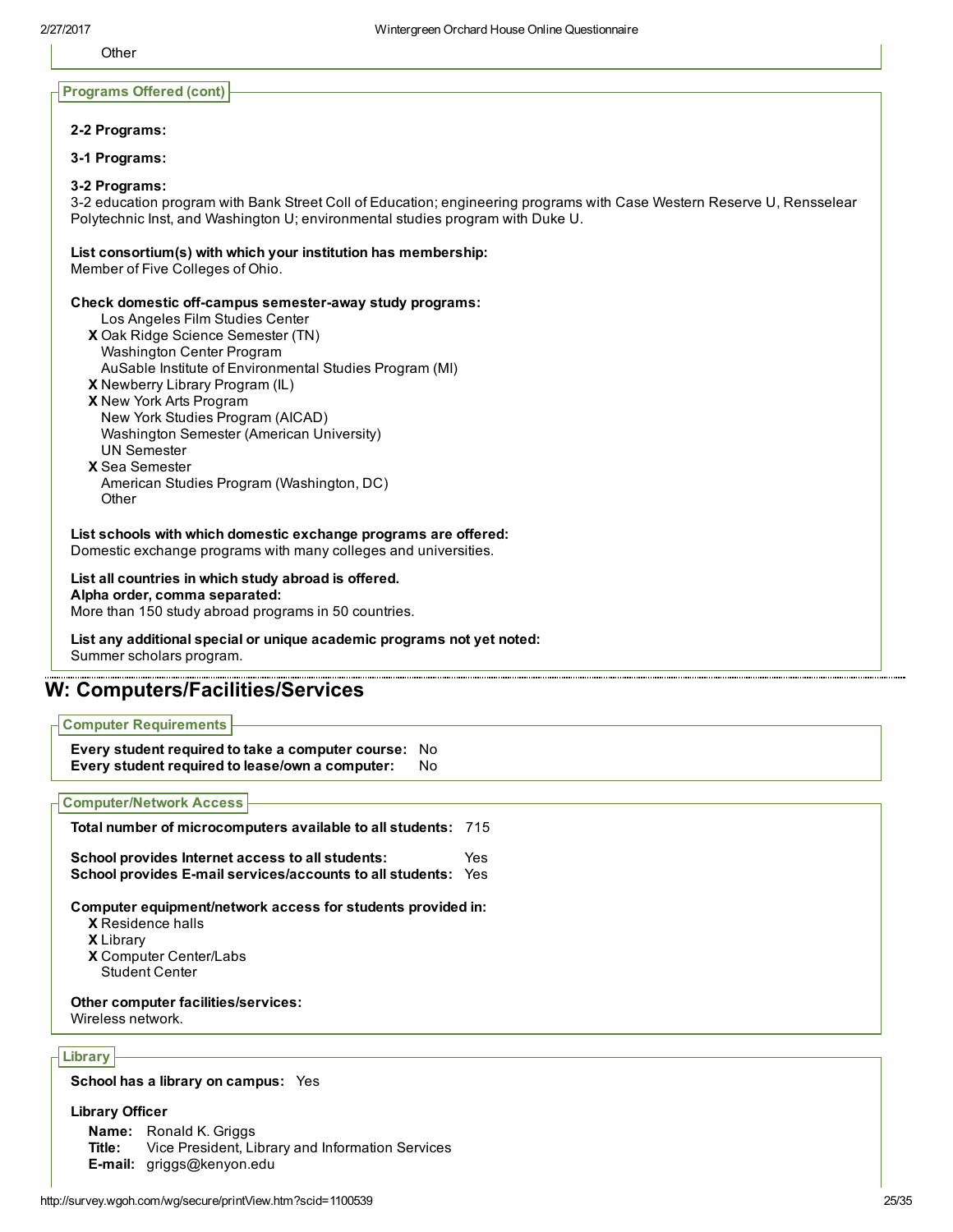Other

**Programs Offered (cont)**

**2-2 Programs:**

**3-1 Programs:**

**3-2 Programs:**
3-2 education program with Bank Street Coll of Education; engineering programs with Case Western Reserve U, Rensselear Polytechnic Inst, and Washington U; environmental studies program with Duke U.

**List consortium(s) with which your institution has membership:**
Member of Five Colleges of Ohio.

**Check domestic off-campus semester-away study programs:**

- Los Angeles Film Studies Center
- **X** Oak Ridge Science Semester (TN)
- Washington Center Program
- AuSable Institute of Environmental Studies Program (MI)
- **X** Newberry Library Program (IL)
- **X** New York Arts Program
- New York Studies Program (AICAD)
- Washington Semester (American University)
- UN Semester
- **X** Sea Semester
- American Studies Program (Washington, DC)
- Other

**List schools with which domestic exchange programs are offered:**
Domestic exchange programs with many colleges and universities.

**List all countries in which study abroad is offered.**
**Alpha order, comma separated:**
More than 150 study abroad programs in 50 countries.

**List any additional special or unique academic programs not yet noted:**
Summer scholars program.

## W: Computers/Facilities/Services

**Computer Requirements**

**Every student required to take a computer course:** No
**Every student required to lease/own a computer:** No

**Computer/Network Access**

**Total number of microcomputers available to all students:** 715

**School provides Internet access to all students:** Yes
**School provides E-mail services/accounts to all students:** Yes

**Computer equipment/network access for students provided in:**

- **X** Residence halls
- **X** Library
- **X** Computer Center/Labs
- Student Center

**Other computer facilities/services:**
Wireless network.

**Library**

**School has a library on campus:** Yes

**Library Officer**

**Name:** Ronald K. Griggs
**Title:** Vice President, Library and Information Services
**E-mail:** griggs@kenyon.edu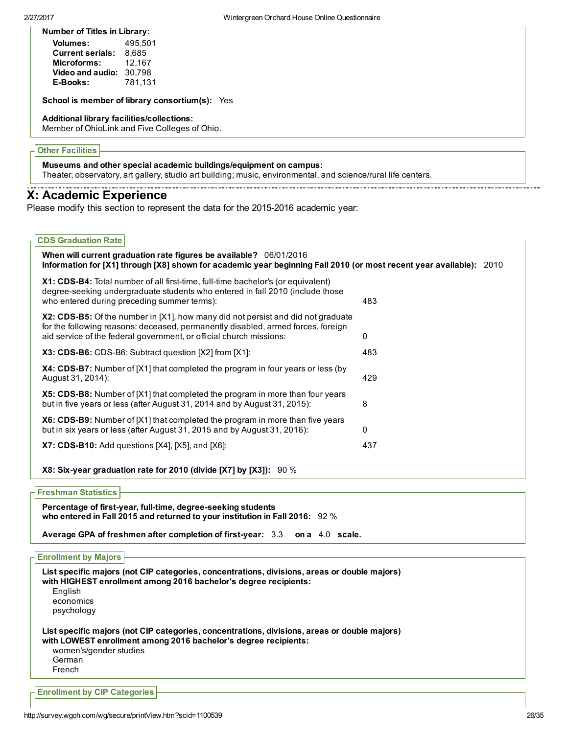**Number of Titles in Library:**

| | |
|---|---|
| **Volumes:** | 495,501 |
| **Current serials:** | 8,685 |
| **Microforms:** | 12,167 |
| **Video and audio:** | 30,798 |
| **E-Books:** | 781,131 |

**School is member of library consortium(s):** Yes

**Additional library facilities/collections:**
Member of OhioLink and Five Colleges of Ohio.

### Other Facilities

**Museums and other special academic buildings/equipment on campus:**
Theater, observatory, art gallery, studio art building; music, environmental, and science/rural life centers.

## X: Academic Experience

Please modify this section to represent the data for the 2015-2016 academic year:

### CDS Graduation Rate

**When will current graduation rate figures be available?** 06/01/2016
**Information for [X1] through [X8] shown for academic year beginning Fall 2010 (or most recent year available):** 2010

| | |
|---|---|
| **X1: CDS-B4:** Total number of all first-time, full-time bachelor's (or equivalent) degree-seeking undergraduate students who entered in fall 2010 (include those who entered during preceding summer terms): | 483 |
| **X2: CDS-B5:** Of the number in [X1], how many did not persist and did not graduate for the following reasons: deceased, permanently disabled, armed forces, foreign aid service of the federal government, or official church missions: | 0 |
| **X3: CDS-B6:** CDS-B6: Subtract question [X2] from [X1]: | 483 |
| **X4: CDS-B7:** Number of [X1] that completed the program in four years or less (by August 31, 2014): | 429 |
| **X5: CDS-B8:** Number of [X1] that completed the program in more than four years but in five years or less (after August 31, 2014 and by August 31, 2015): | 8 |
| **X6: CDS-B9:** Number of [X1] that completed the program in more than five years but in six years or less (after August 31, 2015 and by August 31, 2016): | 0 |
| **X7: CDS-B10:** Add questions [X4], [X5], and [X6]: | 437 |

**X8: Six-year graduation rate for 2010 (divide [X7] by [X3]):** 90 %

### Freshman Statistics

**Percentage of first-year, full-time, degree-seeking students who entered in Fall 2015 and returned to your institution in Fall 2016:** 92 %

**Average GPA of freshmen after completion of first-year:** 3.3 **on a** 4.0 **scale.**

### Enrollment by Majors

**List specific majors (not CIP categories, concentrations, divisions, areas or double majors) with HIGHEST enrollment among 2016 bachelor's degree recipients:**
- English
- economics
- psychology

**List specific majors (not CIP categories, concentrations, divisions, areas or double majors) with LOWEST enrollment among 2016 bachelor's degree recipients:**
- women's/gender studies
- German
- French

### Enrollment by CIP Categories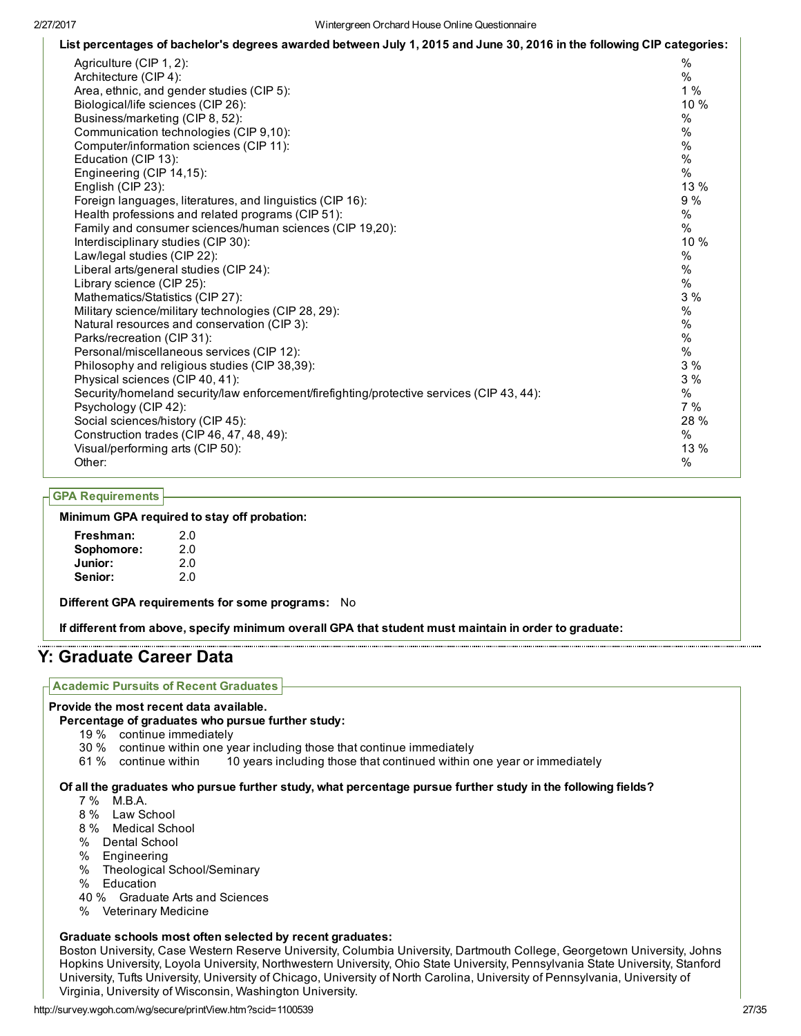**List percentages of bachelor's degrees awarded between July 1, 2015 and June 30, 2016 in the following CIP categories:**

| Category | Percentage |
| --- | --- |
| Agriculture (CIP 1, 2): | % |
| Architecture (CIP 4): | % |
| Area, ethnic, and gender studies (CIP 5): | 1 % |
| Biological/life sciences (CIP 26): | 10 % |
| Business/marketing (CIP 8, 52): | % |
| Communication technologies (CIP 9,10): | % |
| Computer/information sciences (CIP 11): | % |
| Education (CIP 13): | % |
| Engineering (CIP 14,15): | % |
| English (CIP 23): | 13 % |
| Foreign languages, literatures, and linguistics (CIP 16): | 9 % |
| Health professions and related programs (CIP 51): | % |
| Family and consumer sciences/human sciences (CIP 19,20): | % |
| Interdisciplinary studies (CIP 30): | 10 % |
| Law/legal studies (CIP 22): | % |
| Liberal arts/general studies (CIP 24): | % |
| Library science (CIP 25): | % |
| Mathematics/Statistics (CIP 27): | 3 % |
| Military science/military technologies (CIP 28, 29): | % |
| Natural resources and conservation (CIP 3): | % |
| Parks/recreation (CIP 31): | % |
| Personal/miscellaneous services (CIP 12): | % |
| Philosophy and religious studies (CIP 38,39): | 3 % |
| Physical sciences (CIP 40, 41): | 3 % |
| Security/homeland security/law enforcement/firefighting/protective services (CIP 43, 44): | % |
| Psychology (CIP 42): | 7 % |
| Social sciences/history (CIP 45): | 28 % |
| Construction trades (CIP 46, 47, 48, 49): | % |
| Visual/performing arts (CIP 50): | 13 % |
| Other: | % |

### GPA Requirements

**Minimum GPA required to stay off probation:**

| | |
| --- | --- |
| **Freshman:** | 2.0 |
| **Sophomore:** | 2.0 |
| **Junior:** | 2.0 |
| **Senior:** | 2.0 |

**Different GPA requirements for some programs:** No

**If different from above, specify minimum overall GPA that student must maintain in order to graduate:**

## Y: Graduate Career Data

### Academic Pursuits of Recent Graduates

**Provide the most recent data available.**

**Percentage of graduates who pursue further study:**

- 19 % continue immediately
- 30 % continue within one year including those that continue immediately
- 61 % continue within 10 years including those that continued within one year or immediately

**Of all the graduates who pursue further study, what percentage pursue further study in the following fields?**

- 7 % M.B.A.
- 8 % Law School
- 8 % Medical School
- % Dental School
- % Engineering
- % Theological School/Seminary
- % Education
- 40 % Graduate Arts and Sciences
- % Veterinary Medicine

**Graduate schools most often selected by recent graduates:**

Boston University, Case Western Reserve University, Columbia University, Dartmouth College, Georgetown University, Johns Hopkins University, Loyola University, Northwestern University, Ohio State University, Pennsylvania State University, Stanford University, Tufts University, University of Chicago, University of North Carolina, University of Pennsylvania, University of Virginia, University of Wisconsin, Washington University.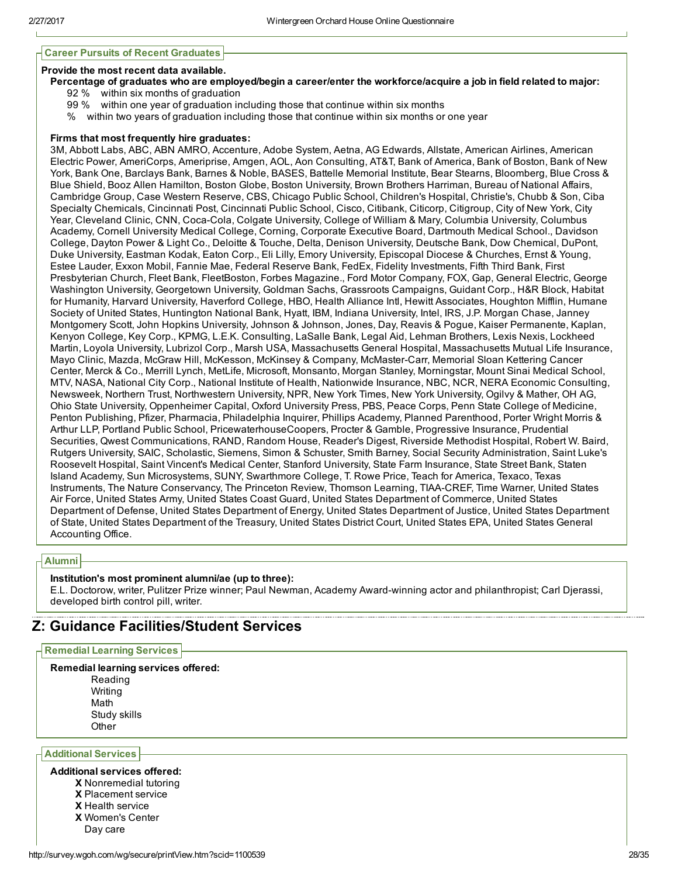### Career Pursuits of Recent Graduates

**Provide the most recent data available.**

**Percentage of graduates who are employed/begin a career/enter the workforce/acquire a job in field related to major:**

- 92 % within six months of graduation
- 99 % within one year of graduation including those that continue within six months
- % within two years of graduation including those that continue within six months or one year

**Firms that most frequently hire graduates:**

3M, Abbott Labs, ABC, ABN AMRO, Accenture, Adobe System, Aetna, AG Edwards, Allstate, American Airlines, American Electric Power, AmeriCorps, Ameriprise, Amgen, AOL, Aon Consulting, AT&T, Bank of America, Bank of Boston, Bank of New York, Bank One, Barclays Bank, Barnes & Noble, BASES, Battelle Memorial Institute, Bear Stearns, Bloomberg, Blue Cross & Blue Shield, Booz Allen Hamilton, Boston Globe, Boston University, Brown Brothers Harriman, Bureau of National Affairs, Cambridge Group, Case Western Reserve, CBS, Chicago Public School, Children's Hospital, Christie's, Chubb & Son, Ciba Specialty Chemicals, Cincinnati Post, Cincinnati Public School, Cisco, Citibank, Citicorp, Citigroup, City of New York, City Year, Cleveland Clinic, CNN, Coca-Cola, Colgate University, College of William & Mary, Columbia University, Columbus Academy, Cornell University Medical College, Corning, Corporate Executive Board, Dartmouth Medical School., Davidson College, Dayton Power & Light Co., Deloitte & Touche, Delta, Denison University, Deutsche Bank, Dow Chemical, DuPont, Duke University, Eastman Kodak, Eaton Corp., Eli Lilly, Emory University, Episcopal Diocese & Churches, Ernst & Young, Estee Lauder, Exxon Mobil, Fannie Mae, Federal Reserve Bank, FedEx, Fidelity Investments, Fifth Third Bank, First Presbyterian Church, Fleet Bank, FleetBoston, Forbes Magazine., Ford Motor Company, FOX, Gap, General Electric, George Washington University, Georgetown University, Goldman Sachs, Grassroots Campaigns, Guidant Corp., H&R Block, Habitat for Humanity, Harvard University, Haverford College, HBO, Health Alliance Intl, Hewitt Associates, Houghton Mifflin, Humane Society of United States, Huntington National Bank, Hyatt, IBM, Indiana University, Intel, IRS, J.P. Morgan Chase, Janney Montgomery Scott, John Hopkins University, Johnson & Johnson, Jones, Day, Reavis & Pogue, Kaiser Permanente, Kaplan, Kenyon College, Key Corp., KPMG, L.E.K. Consulting, LaSalle Bank, Legal Aid, Lehman Brothers, Lexis Nexis, Lockheed Martin, Loyola University, Lubrizol Corp., Marsh USA, Massachusetts General Hospital, Massachusetts Mutual Life Insurance, Mayo Clinic, Mazda, McGraw Hill, McKesson, McKinsey & Company, McMaster-Carr, Memorial Sloan Kettering Cancer Center, Merck & Co., Merrill Lynch, MetLife, Microsoft, Monsanto, Morgan Stanley, Morningstar, Mount Sinai Medical School, MTV, NASA, National City Corp., National Institute of Health, Nationwide Insurance, NBC, NCR, NERA Economic Consulting, Newsweek, Northern Trust, Northwestern University, NPR, New York Times, New York University, Ogilvy & Mather, OH AG, Ohio State University, Oppenheimer Capital, Oxford University Press, PBS, Peace Corps, Penn State College of Medicine, Penton Publishing, Pfizer, Pharmacia, Philadelphia Inquirer, Phillips Academy, Planned Parenthood, Porter Wright Morris & Arthur LLP, Portland Public School, PricewaterhouseCoopers, Procter & Gamble, Progressive Insurance, Prudential Securities, Qwest Communications, RAND, Random House, Reader's Digest, Riverside Methodist Hospital, Robert W. Baird, Rutgers University, SAIC, Scholastic, Siemens, Simon & Schuster, Smith Barney, Social Security Administration, Saint Luke's Roosevelt Hospital, Saint Vincent's Medical Center, Stanford University, State Farm Insurance, State Street Bank, Staten Island Academy, Sun Microsystems, SUNY, Swarthmore College, T. Rowe Price, Teach for America, Texaco, Texas Instruments, The Nature Conservancy, The Princeton Review, Thomson Learning, TIAA-CREF, Time Warner, United States Air Force, United States Army, United States Coast Guard, United States Department of Commerce, United States Department of Defense, United States Department of Energy, United States Department of Justice, United States Department of State, United States Department of the Treasury, United States District Court, United States EPA, United States General Accounting Office.

### Alumni

**Institution's most prominent alumni/ae (up to three):**

E.L. Doctorow, writer, Pulitzer Prize winner; Paul Newman, Academy Award-winning actor and philanthropist; Carl Djerassi, developed birth control pill, writer.

## Z: Guidance Facilities/Student Services

### Remedial Learning Services

**Remedial learning services offered:**

- Reading
- Writing
- Math
- Study skills
- Other

### Additional Services

**Additional services offered:**

- X Nonremedial tutoring
- X Placement service
- X Health service
- X Women's Center
- Day care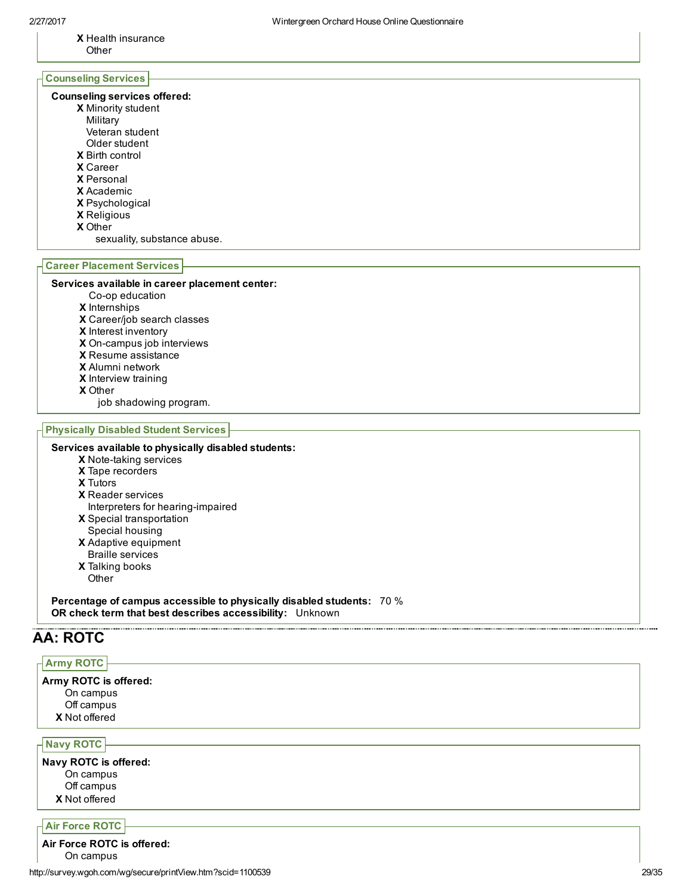X Health insurance
Other

### Counseling Services

**Counseling services offered:**

X Minority student
Military
Veteran student
Older student
X Birth control
X Career
X Personal
X Academic
X Psychological
X Religious
X Other
sexuality, substance abuse.

### Career Placement Services

**Services available in career placement center:**

Co-op education
X Internships
X Career/job search classes
X Interest inventory
X On-campus job interviews
X Resume assistance
X Alumni network
X Interview training
X Other
job shadowing program.

### Physically Disabled Student Services

**Services available to physically disabled students:**

X Note-taking services
X Tape recorders
X Tutors
X Reader services
Interpreters for hearing-impaired
X Special transportation
Special housing
X Adaptive equipment
Braille services
X Talking books
Other

**Percentage of campus accessible to physically disabled students:** 70 %
**OR check term that best describes accessibility:** Unknown

## AA: ROTC

### Army ROTC

**Army ROTC is offered:**

On campus
Off campus
X Not offered

### Navy ROTC

**Navy ROTC is offered:**

On campus
Off campus
X Not offered

### Air Force ROTC

**Air Force ROTC is offered:**

On campus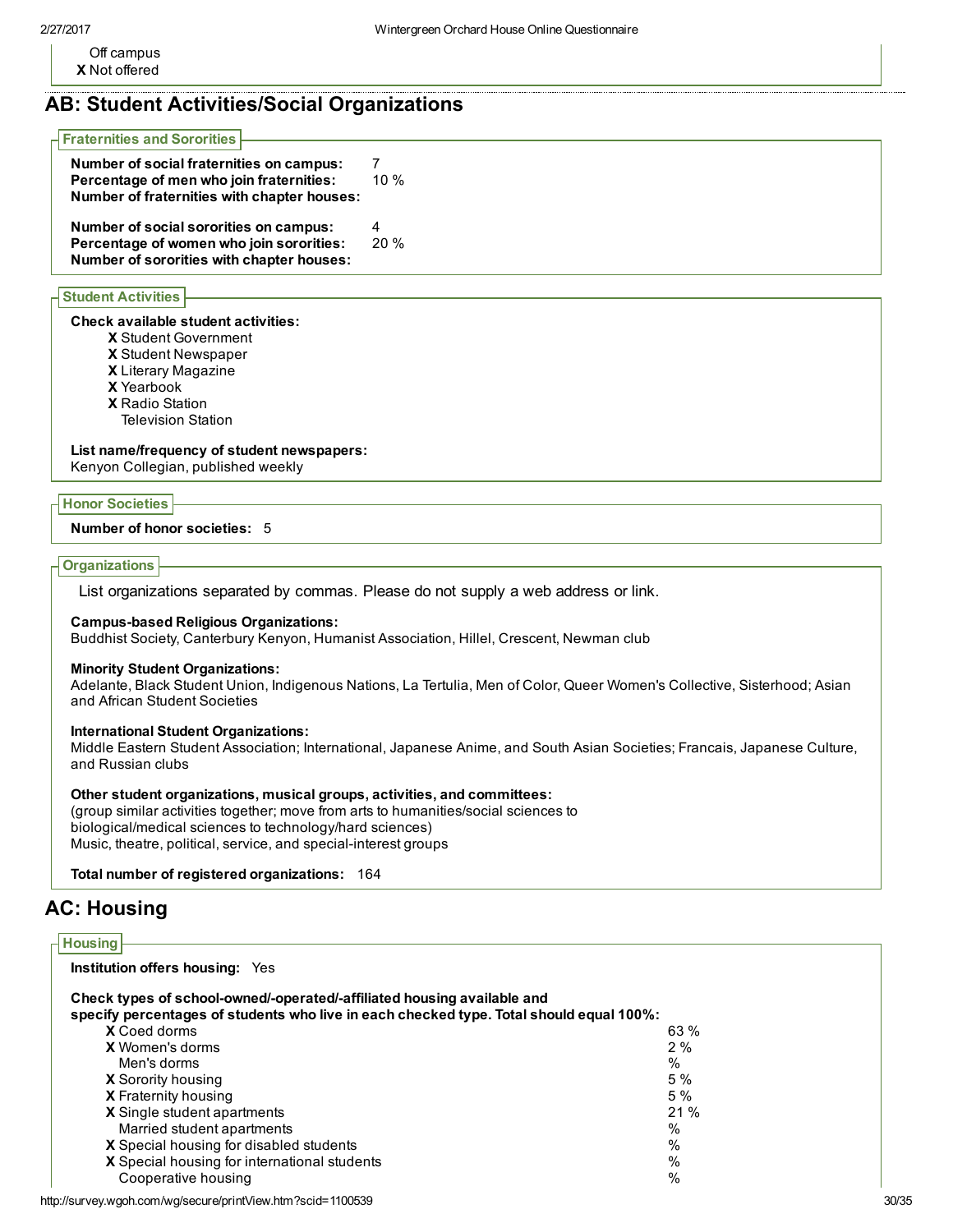Off campus
X Not offered

## AB: Student Activities/Social Organizations

### Fraternities and Sororities

**Number of social fraternities on campus:** 7
**Percentage of men who join fraternities:** 10 %
**Number of fraternities with chapter houses:**

**Number of social sororities on campus:** 4
**Percentage of women who join sororities:** 20 %
**Number of sororities with chapter houses:**

### Student Activities

**Check available student activities:**

- X Student Government
- X Student Newspaper
- X Literary Magazine
- X Yearbook
- X Radio Station
- Television Station

**List name/frequency of student newspapers:**
Kenyon Collegian, published weekly

### Honor Societies

**Number of honor societies:** 5

### Organizations

List organizations separated by commas. Please do not supply a web address or link.

**Campus-based Religious Organizations:**
Buddhist Society, Canterbury Kenyon, Humanist Association, Hillel, Crescent, Newman club

**Minority Student Organizations:**
Adelante, Black Student Union, Indigenous Nations, La Tertulia, Men of Color, Queer Women's Collective, Sisterhood; Asian and African Student Societies

**International Student Organizations:**
Middle Eastern Student Association; International, Japanese Anime, and South Asian Societies; Francais, Japanese Culture, and Russian clubs

**Other student organizations, musical groups, activities, and committees:**
(group similar activities together; move from arts to humanities/social sciences to biological/medical sciences to technology/hard sciences)
Music, theatre, political, service, and special-interest groups

**Total number of registered organizations:** 164

## AC: Housing

### Housing

**Institution offers housing:** Yes

**Check types of school-owned/-operated/-affiliated housing available and specify percentages of students who live in each checked type. Total should equal 100%:**

| | Type | Percentage |
|---|---|---|
| X | Coed dorms | 63 % |
| X | Women's dorms | 2 % |
| | Men's dorms | % |
| X | Sorority housing | 5 % |
| X | Fraternity housing | 5 % |
| X | Single student apartments | 21 % |
| | Married student apartments | % |
| X | Special housing for disabled students | % |
| X | Special housing for international students | % |
| | Cooperative housing | % |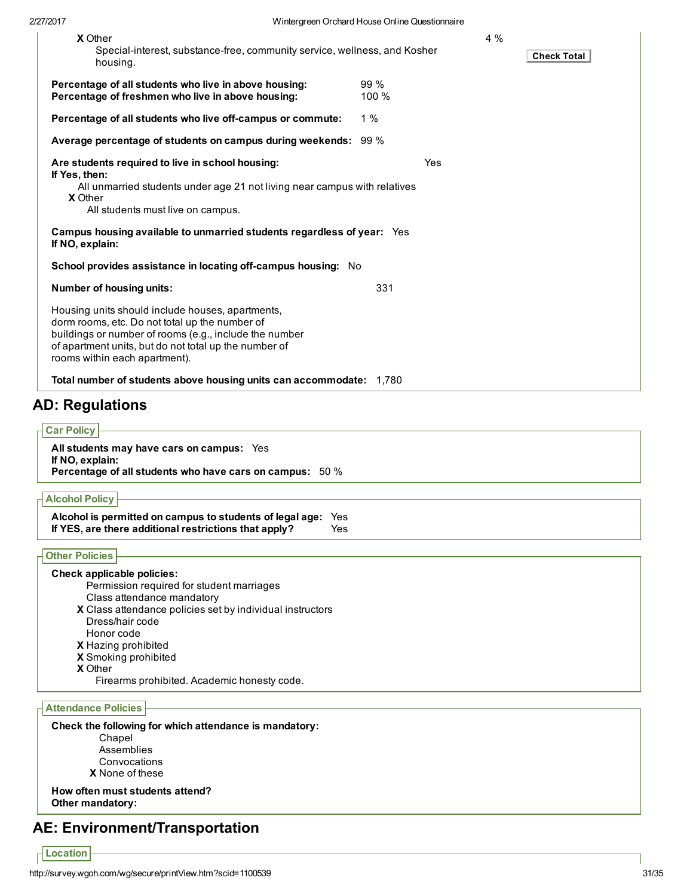**X** Other 4 %

Special-interest, substance-free, community service, wellness, and Kosher housing.

Check Total

**Percentage of all students who live in above housing:** 99 %
**Percentage of freshmen who live in above housing:** 100 %

**Percentage of all students who live off-campus or commute:** 1 %

**Average percentage of students on campus during weekends:** 99 %

**Are students required to live in school housing:** Yes
**If Yes, then:**

All unmarried students under age 21 not living near campus with relatives
**X** Other
All students must live on campus.

**Campus housing available to unmarried students regardless of year:** Yes
**If NO, explain:**

**School provides assistance in locating off-campus housing:** No

**Number of housing units:** 331

Housing units should include houses, apartments, dorm rooms, etc. Do not total up the number of buildings or number of rooms (e.g., include the number of apartment units, but do not total up the number of rooms within each apartment).

**Total number of students above housing units can accommodate:** 1,780

## AD: Regulations

### Car Policy

**All students may have cars on campus:** Yes
**If NO, explain:**
**Percentage of all students who have cars on campus:** 50 %

### Alcohol Policy

**Alcohol is permitted on campus to students of legal age:** Yes
**If YES, are there additional restrictions that apply?** Yes

### Other Policies

**Check applicable policies:**

Permission required for student marriages
Class attendance mandatory
**X** Class attendance policies set by individual instructors
Dress/hair code
Honor code
**X** Hazing prohibited
**X** Smoking prohibited
**X** Other
Firearms prohibited. Academic honesty code.

### Attendance Policies

**Check the following for which attendance is mandatory:**

Chapel
Assemblies
Convocations
**X** None of these

**How often must students attend?**
**Other mandatory:**

## AE: Environment/Transportation

### Location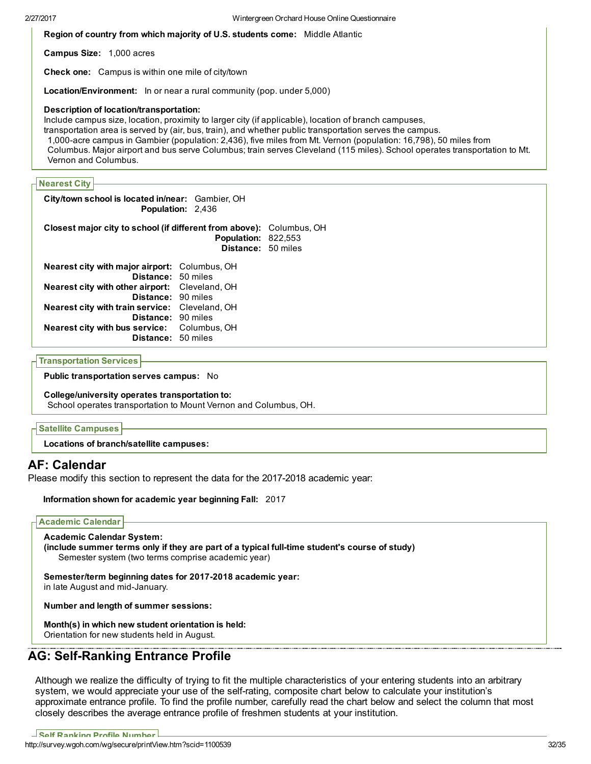**Region of country from which majority of U.S. students come:** Middle Atlantic

**Campus Size:** 1,000 acres

**Check one:** Campus is within one mile of city/town

**Location/Environment:** In or near a rural community (pop. under 5,000)

**Description of location/transportation:**
Include campus size, location, proximity to larger city (if applicable), location of branch campuses, transportation area is served by (air, bus, train), and whether public transportation serves the campus.
1,000-acre campus in Gambier (population: 2,436), five miles from Mt. Vernon (population: 16,798), 50 miles from Columbus. Major airport and bus serve Columbus; train serves Cleveland (115 miles). School operates transportation to Mt. Vernon and Columbus.

### Nearest City

**City/town school is located in/near:** Gambier, OH
**Population:** 2,436

**Closest major city to school (if different from above):** Columbus, OH
**Population:** 822,553
**Distance:** 50 miles

**Nearest city with major airport:** Columbus, OH
**Distance:** 50 miles
**Nearest city with other airport:** Cleveland, OH
**Distance:** 90 miles
**Nearest city with train service:** Cleveland, OH
**Distance:** 90 miles
**Nearest city with bus service:** Columbus, OH
**Distance:** 50 miles

### Transportation Services

**Public transportation serves campus:** No

**College/university operates transportation to:**
School operates transportation to Mount Vernon and Columbus, OH.

### Satellite Campuses

**Locations of branch/satellite campuses:**

## AF: Calendar

Please modify this section to represent the data for the 2017-2018 academic year:

**Information shown for academic year beginning Fall:** 2017

### Academic Calendar

**Academic Calendar System:**
**(include summer terms only if they are part of a typical full-time student's course of study)**
Semester system (two terms comprise academic year)

**Semester/term beginning dates for 2017-2018 academic year:**
in late August and mid-January.

**Number and length of summer sessions:**

**Month(s) in which new student orientation is held:**
Orientation for new students held in August.

## AG: Self-Ranking Entrance Profile

Although we realize the difficulty of trying to fit the multiple characteristics of your entering students into an arbitrary system, we would appreciate your use of the self-rating, composite chart below to calculate your institution's approximate entrance profile. To find the profile number, carefully read the chart below and select the column that most closely describes the average entrance profile of freshmen students at your institution.

### Self Ranking Profile Number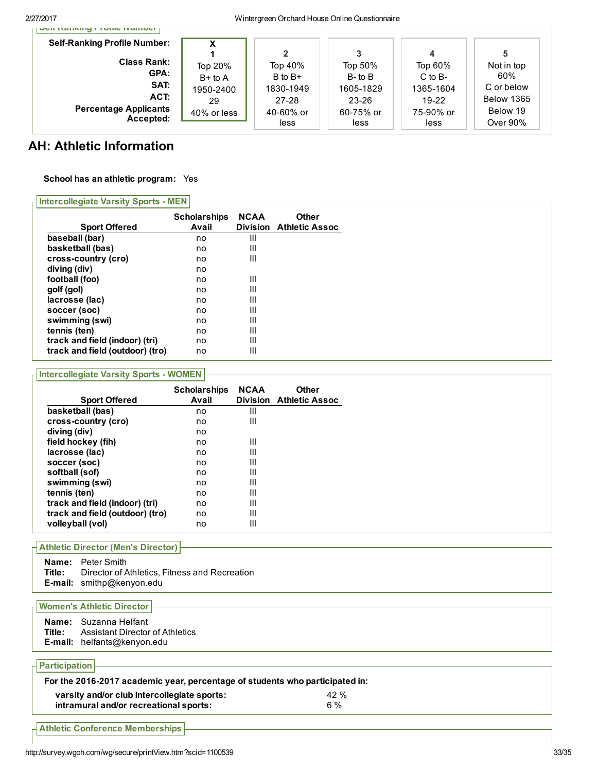| Self-Ranking Profile Number: | X<br>1 | 2 | 3 | 4 | 5 |
|---|---|---|---|---|---|
| Class Rank: | Top 20% | Top 40% | Top 50% | Top 60% | Not in top 60% |
| GPA: | B+ to A | B to B+ | B- to B | C to B- | C or below |
| SAT: | 1950-2400 | 1830-1949 | 1605-1829 | 1365-1604 | Below 1365 |
| ACT: | 29 | 27-28 | 23-26 | 19-22 | Below 19 |
| Percentage Applicants Accepted: | 40% or less | 40-60% or less | 60-75% or less | 75-90% or less | Over 90% |

## AH: Athletic Information

**School has an athletic program:** Yes

### Intercollegiate Varsity Sports - MEN

| Sport Offered | Scholarships Avail | NCAA Division | Other Athletic Assoc |
|---|---|---|---|
| baseball (bar) | no | III | |
| basketball (bas) | no | III | |
| cross-country (cro) | no | III | |
| diving (div) | no | | |
| football (foo) | no | III | |
| golf (gol) | no | III | |
| lacrosse (lac) | no | III | |
| soccer (soc) | no | III | |
| swimming (swi) | no | III | |
| tennis (ten) | no | III | |
| track and field (indoor) (tri) | no | III | |
| track and field (outdoor) (tro) | no | III | |

### Intercollegiate Varsity Sports - WOMEN

| Sport Offered | Scholarships Avail | NCAA Division | Other Athletic Assoc |
|---|---|---|---|
| basketball (bas) | no | III | |
| cross-country (cro) | no | III | |
| diving (div) | no | | |
| field hockey (fih) | no | III | |
| lacrosse (lac) | no | III | |
| soccer (soc) | no | III | |
| softball (sof) | no | III | |
| swimming (swi) | no | III | |
| tennis (ten) | no | III | |
| track and field (indoor) (tri) | no | III | |
| track and field (outdoor) (tro) | no | III | |
| volleyball (vol) | no | III | |

### Athletic Director (Men's Director)

**Name:** Peter Smith
**Title:** Director of Athletics, Fitness and Recreation
**E-mail:** smithp@kenyon.edu

### Women's Athletic Director

**Name:** Suzanna Helfant
**Title:** Assistant Director of Athletics
**E-mail:** helfants@kenyon.edu

### Participation

**For the 2016-2017 academic year, percentage of students who participated in:**

| | |
|---|---|
| **varsity and/or club intercollegiate sports:** | 42 % |
| **intramural and/or recreational sports:** | 6 % |

### Athletic Conference Memberships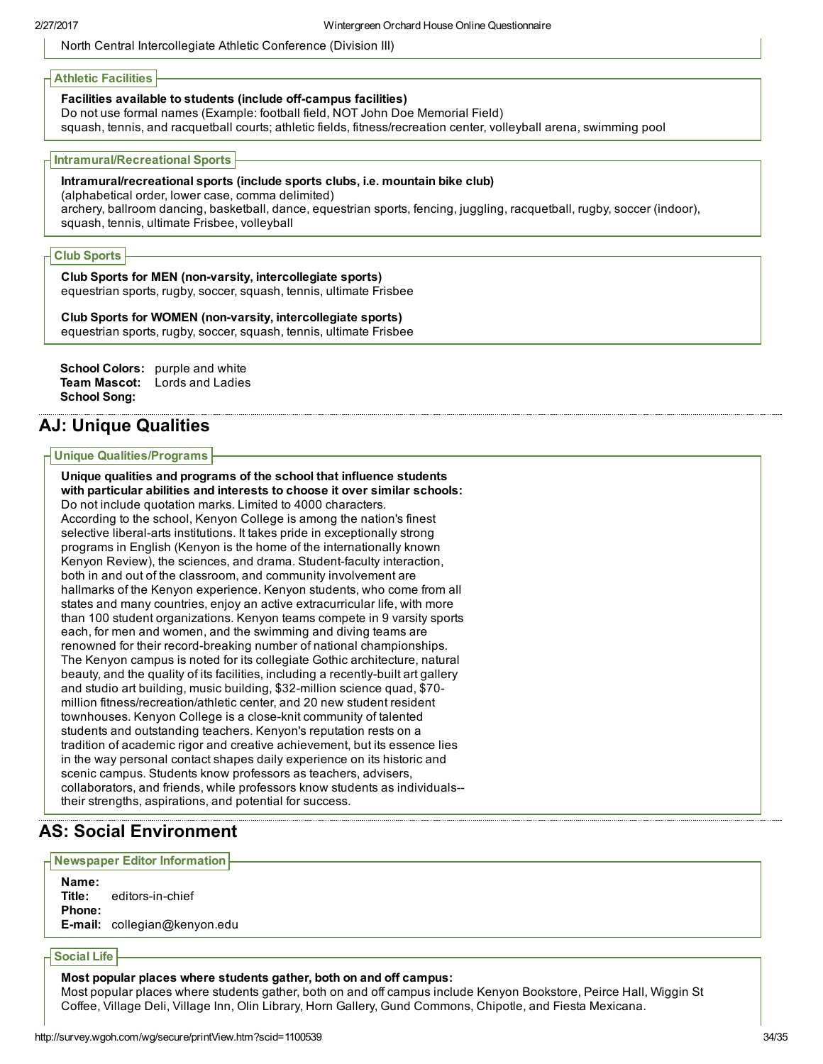North Central Intercollegiate Athletic Conference (Division III)

### Athletic Facilities

**Facilities available to students (include off-campus facilities)**
Do not use formal names (Example: football field, NOT John Doe Memorial Field)
squash, tennis, and racquetball courts; athletic fields, fitness/recreation center, volleyball arena, swimming pool

### Intramural/Recreational Sports

**Intramural/recreational sports (include sports clubs, i.e. mountain bike club)**
(alphabetical order, lower case, comma delimited)
archery, ballroom dancing, basketball, dance, equestrian sports, fencing, juggling, racquetball, rugby, soccer (indoor), squash, tennis, ultimate Frisbee, volleyball

### Club Sports

**Club Sports for MEN (non-varsity, intercollegiate sports)**
equestrian sports, rugby, soccer, squash, tennis, ultimate Frisbee

**Club Sports for WOMEN (non-varsity, intercollegiate sports)**
equestrian sports, rugby, soccer, squash, tennis, ultimate Frisbee

**School Colors:** purple and white
**Team Mascot:** Lords and Ladies
**School Song:**

## AJ: Unique Qualities

### Unique Qualities/Programs

**Unique qualities and programs of the school that influence students with particular abilities and interests to choose it over similar schools:**
Do not include quotation marks. Limited to 4000 characters.
According to the school, Kenyon College is among the nation's finest selective liberal-arts institutions. It takes pride in exceptionally strong programs in English (Kenyon is the home of the internationally known Kenyon Review), the sciences, and drama. Student-faculty interaction, both in and out of the classroom, and community involvement are hallmarks of the Kenyon experience. Kenyon students, who come from all states and many countries, enjoy an active extracurricular life, with more than 100 student organizations. Kenyon teams compete in 9 varsity sports each, for men and women, and the swimming and diving teams are renowned for their record-breaking number of national championships. The Kenyon campus is noted for its collegiate Gothic architecture, natural beauty, and the quality of its facilities, including a recently-built art gallery and studio art building, music building, $32-million science quad, $70-million fitness/recreation/athletic center, and 20 new student resident townhouses. Kenyon College is a close-knit community of talented students and outstanding teachers. Kenyon's reputation rests on a tradition of academic rigor and creative achievement, but its essence lies in the way personal contact shapes daily experience on its historic and scenic campus. Students know professors as teachers, advisers, collaborators, and friends, while professors know students as individuals--their strengths, aspirations, and potential for success.

## AS: Social Environment

### Newspaper Editor Information

**Name:**
**Title:** editors-in-chief
**Phone:**
**E-mail:** collegian@kenyon.edu

### Social Life

**Most popular places where students gather, both on and off campus:**
Most popular places where students gather, both on and off campus include Kenyon Bookstore, Peirce Hall, Wiggin St Coffee, Village Deli, Village Inn, Olin Library, Horn Gallery, Gund Commons, Chipotle, and Fiesta Mexicana.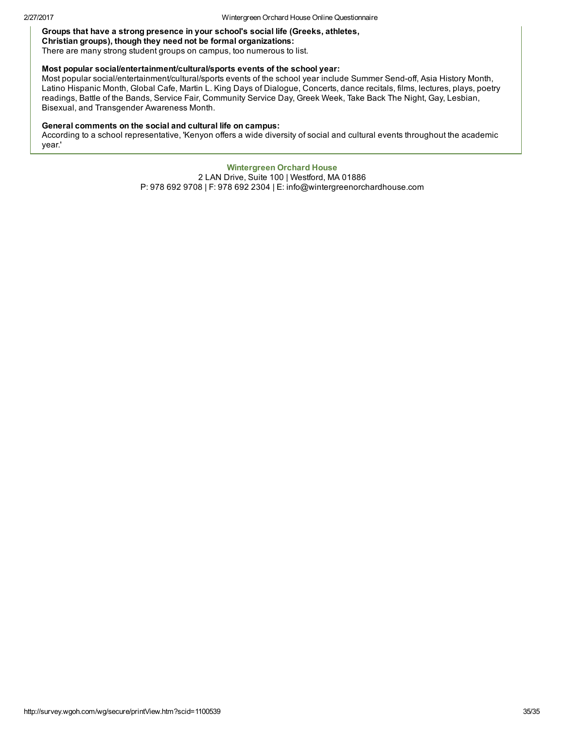**Groups that have a strong presence in your school's social life (Greeks, athletes, Christian groups), though they need not be formal organizations:**
There are many strong student groups on campus, too numerous to list.

**Most popular social/entertainment/cultural/sports events of the school year:**
Most popular social/entertainment/cultural/sports events of the school year include Summer Send-off, Asia History Month, Latino Hispanic Month, Global Cafe, Martin L. King Days of Dialogue, Concerts, dance recitals, films, lectures, plays, poetry readings, Battle of the Bands, Service Fair, Community Service Day, Greek Week, Take Back The Night, Gay, Lesbian, Bisexual, and Transgender Awareness Month.

**General comments on the social and cultural life on campus:**
According to a school representative, 'Kenyon offers a wide diversity of social and cultural events throughout the academic year.'

**Wintergreen Orchard House**
2 LAN Drive, Suite 100 | Westford, MA 01886
P: 978 692 9708 | F: 978 692 2304 | E: info@wintergreenorchardhouse.com